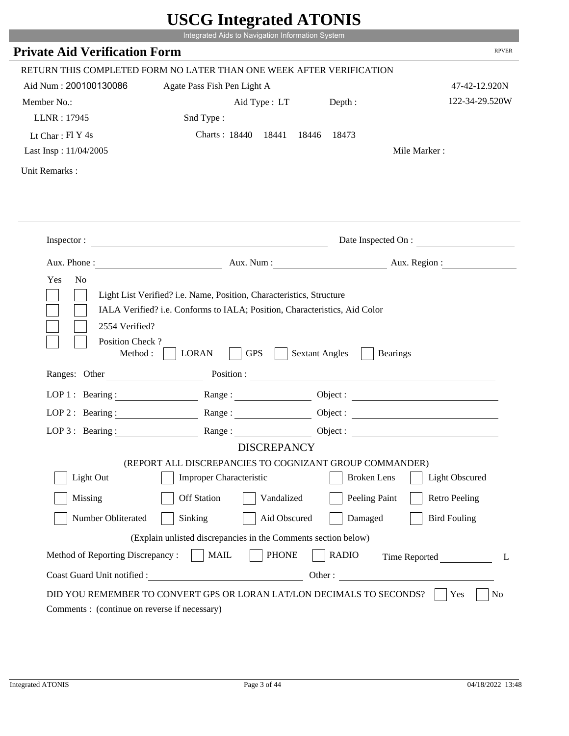# USCG Integrated ATONIS

Integrated Aids to Navigation Information System

## Private Aid Verification Form

RPVER

RETURN THIS COMPLETED FORM NO LATER THAN ONE WEEK AFTER VERIFICATION

Aid Num : 200100130086 Agate Pass Fish Pen Light A 47-42-12.920N

Member No.: Aid Type : LT Depth : 122-34-29.520W

LLNR : 17945 Snd Type :

Lt Char : Fl Y 4s Charts : 18440 18441 18446 18473

Last Insp : 11/04/2005 Mile Marker :

Unit Remarks :

---

Inspector : Date Inspected On :

Aux. Phone : Aux. Num : Aux. Region :

Yes No

- [ ] [ ] Light List Verified? i.e. Name, Position, Characteristics, Structure
- [ ] [ ] IALA Verified? i.e. Conforms to IALA; Position, Characteristics, Aid Color
- [ ] [ ] 2554 Verified?
- [ ] [ ] Position Check ?

Method : [ ] LORAN [ ] GPS [ ] Sextant Angles [ ] Bearings

Ranges: Other Position :

LOP 1 : Bearing : Range : Object :

LOP 2 : Bearing : Range : Object :

LOP 3 : Bearing : Range : Object :

### DISCREPANCY

(REPORT ALL DISCREPANCIES TO COGNIZANT GROUP COMMANDER)

- [ ] Light Out
- [ ] Improper Characteristic
- [ ] Broken Lens
- [ ] Light Obscured
- [ ] Missing
- [ ] Off Station
- [ ] Vandalized
- [ ] Peeling Paint
- [ ] Retro Peeling
- [ ] Number Obliterated
- [ ] Sinking
- [ ] Aid Obscured
- [ ] Damaged
- [ ] Bird Fouling

(Explain unlisted discrepancies in the Comments section below)

Method of Reporting Discrepancy : [ ] MAIL [ ] PHONE [ ] RADIO Time Reported L

Coast Guard Unit notified : Other :

DID YOU REMEMBER TO CONVERT GPS OR LORAN LAT/LON DECIMALS TO SECONDS? [ ] Yes [ ] No

Comments : (continue on reverse if necessary)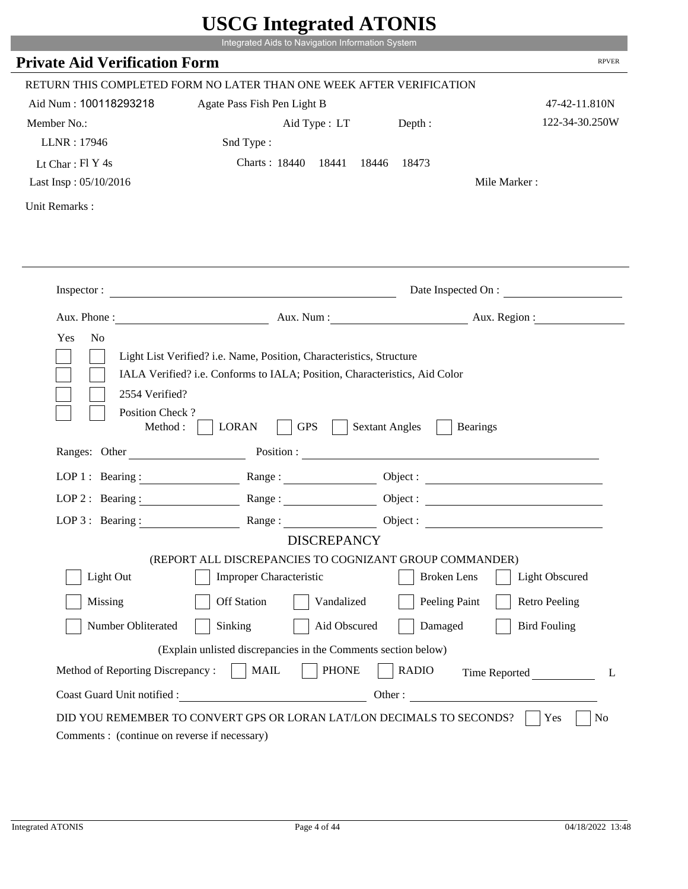# USCG Integrated ATONIS

Integrated Aids to Navigation Information System

## Private Aid Verification Form

RPVER

RETURN THIS COMPLETED FORM NO LATER THAN ONE WEEK AFTER VERIFICATION

Aid Num : 100118293218    Agate Pass Fish Pen Light B    47-42-11.810N

Member No.:    Aid Type : LT    Depth :    122-34-30.250W

LLNR : 17946    Snd Type :

Lt Char : Fl Y 4s    Charts : 18440  18441  18446  18473

Last Insp : 05/10/2016    Mile Marker :

Unit Remarks :

Inspector : ______________________    Date Inspected On : ____________

Aux. Phone : ____________    Aux. Num : ____________    Aux. Region : ____________

Yes  No

- [ ] [ ] Light List Verified? i.e. Name, Position, Characteristics, Structure
- [ ] [ ] IALA Verified? i.e. Conforms to IALA; Position, Characteristics, Aid Color
- [ ] [ ] 2554 Verified?
- [ ] [ ] Position Check ?

Method : [ ] LORAN  [ ] GPS  [ ] Sextant Angles  [ ] Bearings

Ranges: Other ____________    Position : ______________________

LOP 1 : Bearing : ________  Range : ________  Object : ____________

LOP 2 : Bearing : ________  Range : ________  Object : ____________

LOP 3 : Bearing : ________  Range : ________  Object : ____________

### DISCREPANCY

(REPORT ALL DISCREPANCIES TO COGNIZANT GROUP COMMANDER)

- [ ] Light Out  [ ] Improper Characteristic  [ ] Broken Lens  [ ] Light Obscured
- [ ] Missing  [ ] Off Station  [ ] Vandalized  [ ] Peeling Paint  [ ] Retro Peeling
- [ ] Number Obliterated  [ ] Sinking  [ ] Aid Obscured  [ ] Damaged  [ ] Bird Fouling

(Explain unlisted discrepancies in the Comments section below)

Method of Reporting Discrepancy : [ ] MAIL  [ ] PHONE  [ ] RADIO    Time Reported ________ L

Coast Guard Unit notified : ______________________    Other : ______________________

DID YOU REMEMBER TO CONVERT GPS OR LORAN LAT/LON DECIMALS TO SECONDS? [ ] Yes  [ ] No

Comments : (continue on reverse if necessary)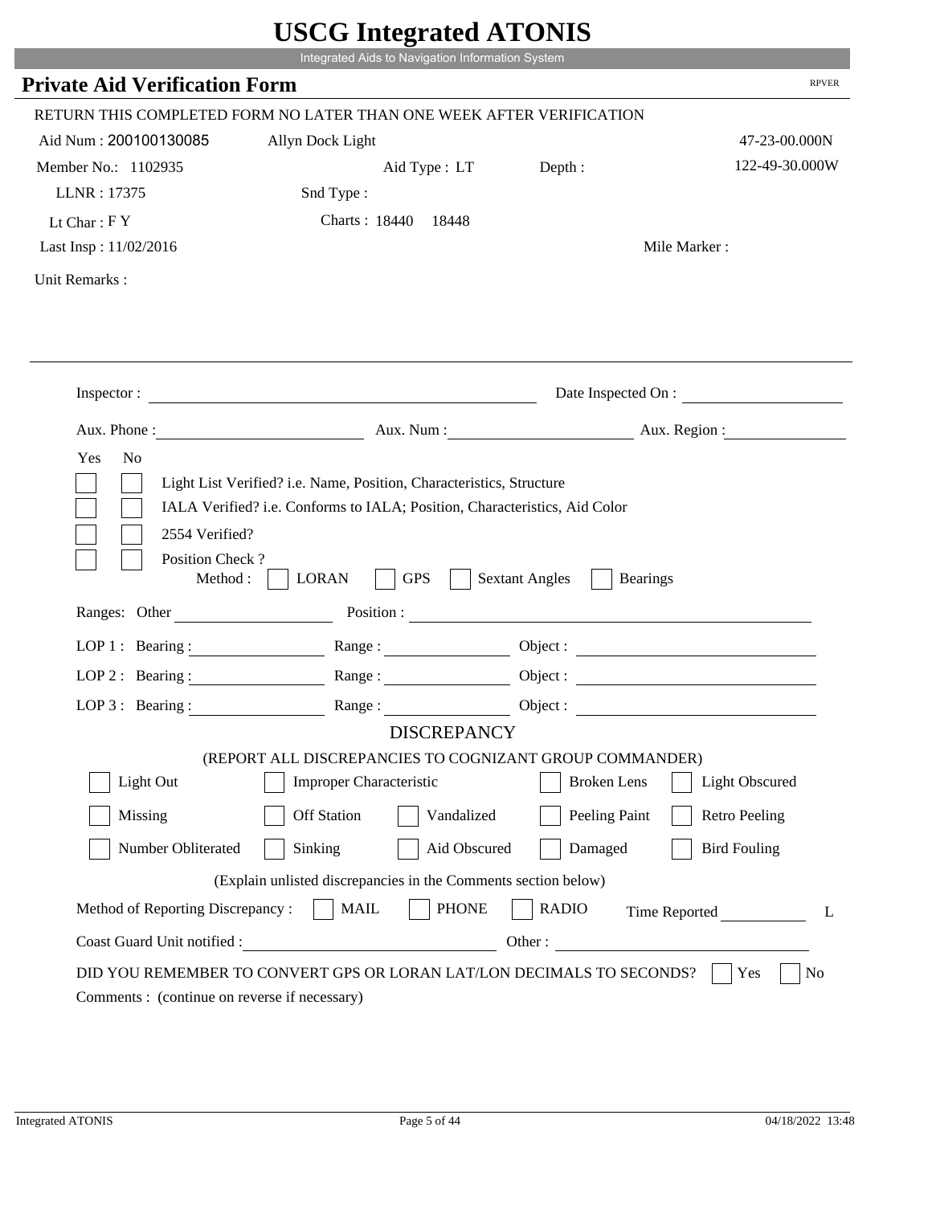# USCG Integrated ATONIS

Integrated Aids to Navigation Information System

## Private Aid Verification Form

RPVER

RETURN THIS COMPLETED FORM NO LATER THAN ONE WEEK AFTER VERIFICATION

Aid Num : 200100130085    Allyn Dock Light    47-23-00.000N

Member No.: 1102935    Aid Type : LT    Depth :    122-49-30.000W

LLNR : 17375    Snd Type :

Lt Char : F Y    Charts : 18440  18448

Last Insp : 11/02/2016    Mile Marker :

Unit Remarks :

---

Inspector : ____________________    Date Inspected On : ____________

Aux. Phone : ____________    Aux. Num : ____________    Aux. Region : ____________

Yes  No

☐ ☐ Light List Verified? i.e. Name, Position, Characteristics, Structure

☐ ☐ IALA Verified? i.e. Conforms to IALA; Position, Characteristics, Aid Color

☐ ☐ 2554 Verified?

☐ ☐ Position Check ?

Method : ☐ LORAN ☐ GPS ☐ Sextant Angles ☐ Bearings

Ranges: Other ____________    Position : ____________

LOP 1 : Bearing : ________ Range : ________ Object : ________

LOP 2 : Bearing : ________ Range : ________ Object : ________

LOP 3 : Bearing : ________ Range : ________ Object : ________

### DISCREPANCY

(REPORT ALL DISCREPANCIES TO COGNIZANT GROUP COMMANDER)

☐ Light Out ☐ Improper Characteristic ☐ Broken Lens ☐ Light Obscured

☐ Missing ☐ Off Station ☐ Vandalized ☐ Peeling Paint ☐ Retro Peeling

☐ Number Obliterated ☐ Sinking ☐ Aid Obscured ☐ Damaged ☐ Bird Fouling

(Explain unlisted discrepancies in the Comments section below)

Method of Reporting Discrepancy : ☐ MAIL ☐ PHONE ☐ RADIO    Time Reported ________ L

Coast Guard Unit notified : ____________    Other : ____________

DID YOU REMEMBER TO CONVERT GPS OR LORAN LAT/LON DECIMALS TO SECONDS? ☐ Yes ☐ No

Comments : (continue on reverse if necessary)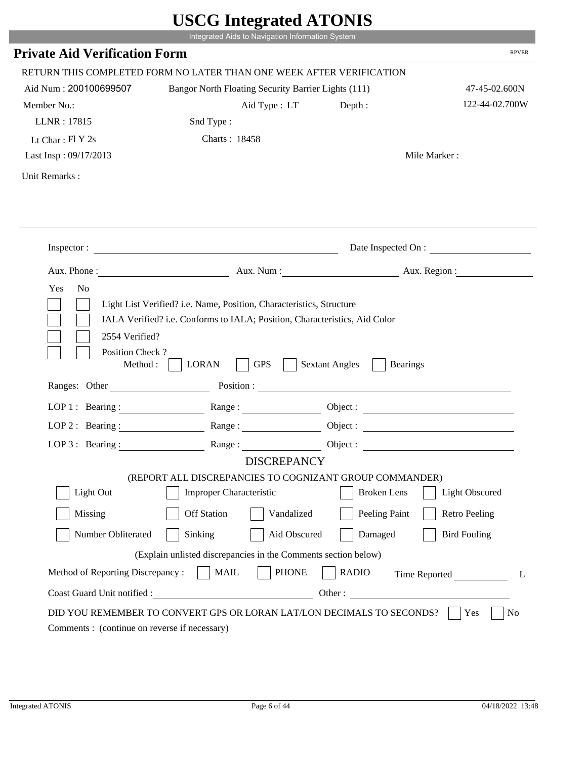# USCG Integrated ATONIS

Integrated Aids to Navigation Information System

## Private Aid Verification Form

RPVER

RETURN THIS COMPLETED FORM NO LATER THAN ONE WEEK AFTER VERIFICATION

Aid Num : 200100699507    Bangor North Floating Security Barrier Lights (111)    47-45-02.600N

Member No.:    Aid Type : LT    Depth :    122-44-02.700W

LLNR : 17815    Snd Type :

Lt Char : Fl Y 2s    Charts : 18458

Last Insp : 09/17/2013    Mile Marker :

Unit Remarks :

---

Inspector : ______________________    Date Inspected On : ______________

Aux. Phone : ______________    Aux. Num : ______________    Aux. Region : ______________

Yes No

- [ ] [ ] Light List Verified? i.e. Name, Position, Characteristics, Structure
- [ ] [ ] IALA Verified? i.e. Conforms to IALA; Position, Characteristics, Aid Color
- [ ] [ ] 2554 Verified?
- [ ] [ ] Position Check ?

Method : [ ] LORAN [ ] GPS [ ] Sextant Angles [ ] Bearings

Ranges: Other ______________    Position : ______________________

LOP 1 : Bearing : ______________    Range : ______________    Object : ______________

LOP 2 : Bearing : ______________    Range : ______________    Object : ______________

LOP 3 : Bearing : ______________    Range : ______________    Object : ______________

### DISCREPANCY

(REPORT ALL DISCREPANCIES TO COGNIZANT GROUP COMMANDER)

- [ ] Light Out  - [ ] Improper Characteristic  - [ ] Broken Lens  - [ ] Light Obscured
- [ ] Missing  - [ ] Off Station  - [ ] Vandalized  - [ ] Peeling Paint  - [ ] Retro Peeling
- [ ] Number Obliterated  - [ ] Sinking  - [ ] Aid Obscured  - [ ] Damaged  - [ ] Bird Fouling

(Explain unlisted discrepancies in the Comments section below)

Method of Reporting Discrepancy : [ ] MAIL [ ] PHONE [ ] RADIO    Time Reported ______________ L

Coast Guard Unit notified : ______________________    Other : ______________________

DID YOU REMEMBER TO CONVERT GPS OR LORAN LAT/LON DECIMALS TO SECONDS? [ ] Yes [ ] No

Comments : (continue on reverse if necessary)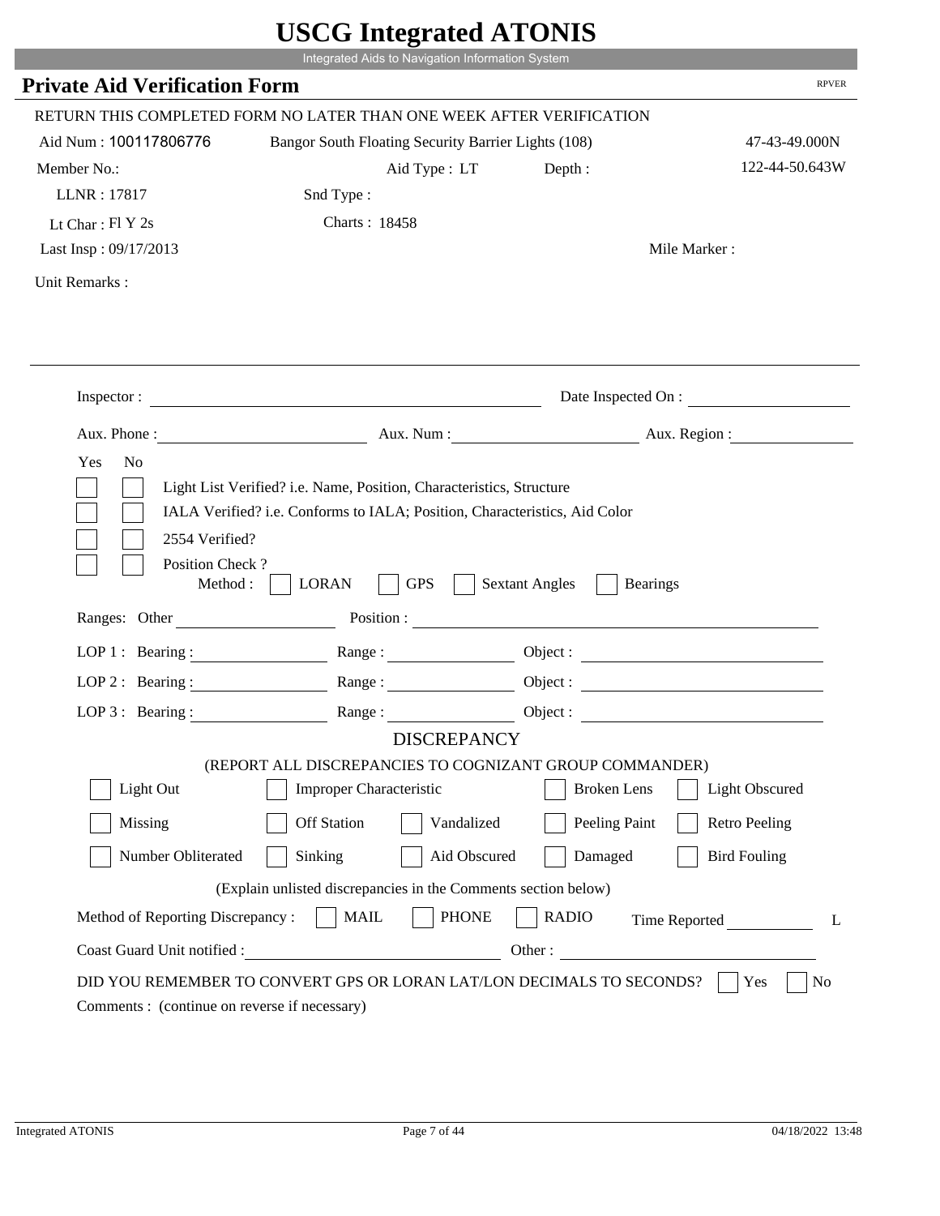# USCG Integrated ATONIS

Integrated Aids to Navigation Information System

## Private Aid Verification Form

RPVER

RETURN THIS COMPLETED FORM NO LATER THAN ONE WEEK AFTER VERIFICATION

Aid Num : 100117806776 | Bangor South Floating Security Barrier Lights (108) | 47-43-49.000N

Member No.: | Aid Type : LT | Depth : | 122-44-50.643W

LLNR : 17817 | Snd Type :

Lt Char : Fl Y 2s | Charts : 18458

Last Insp : 09/17/2013 | Mile Marker :

Unit Remarks :

Inspector : _______________ Date Inspected On : _______________

Aux. Phone : _______________ Aux. Num : _______________ Aux. Region : _______________

Yes No

- [ ] [ ] Light List Verified? i.e. Name, Position, Characteristics, Structure
- [ ] [ ] IALA Verified? i.e. Conforms to IALA; Position, Characteristics, Aid Color
- [ ] [ ] 2554 Verified?
- [ ] [ ] Position Check ?

Method : [ ] LORAN [ ] GPS [ ] Sextant Angles [ ] Bearings

Ranges: Other _______________ Position : _______________

LOP 1 : Bearing : _______________ Range : _______________ Object : _______________

LOP 2 : Bearing : _______________ Range : _______________ Object : _______________

LOP 3 : Bearing : _______________ Range : _______________ Object : _______________

### DISCREPANCY

(REPORT ALL DISCREPANCIES TO COGNIZANT GROUP COMMANDER)

- [ ] Light Out
- [ ] Improper Characteristic
- [ ] Broken Lens
- [ ] Light Obscured
- [ ] Missing
- [ ] Off Station
- [ ] Vandalized
- [ ] Peeling Paint
- [ ] Retro Peeling
- [ ] Number Obliterated
- [ ] Sinking
- [ ] Aid Obscured
- [ ] Damaged
- [ ] Bird Fouling

(Explain unlisted discrepancies in the Comments section below)

Method of Reporting Discrepancy : [ ] MAIL [ ] PHONE [ ] RADIO Time Reported _______________ L

Coast Guard Unit notified : _______________ Other : _______________

DID YOU REMEMBER TO CONVERT GPS OR LORAN LAT/LON DECIMALS TO SECONDS? [ ] Yes [ ] No

Comments : (continue on reverse if necessary)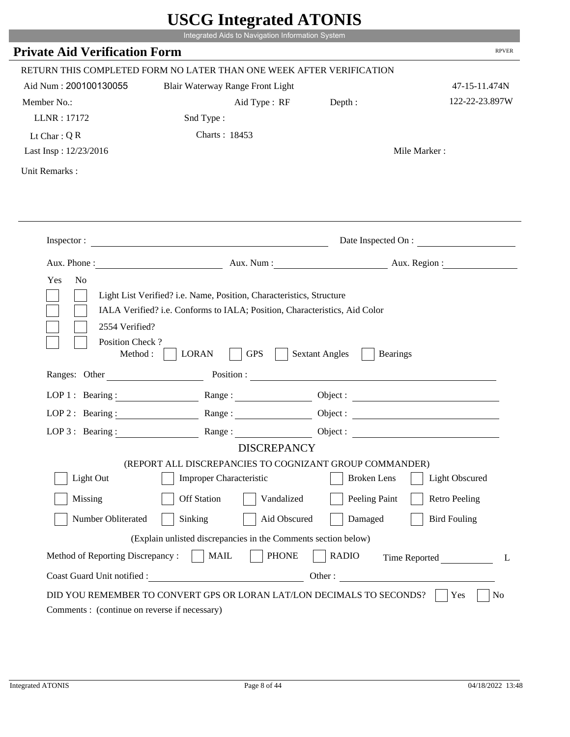# USCG Integrated ATONIS

Integrated Aids to Navigation Information System

## Private Aid Verification Form

RPVER

RETURN THIS COMPLETED FORM NO LATER THAN ONE WEEK AFTER VERIFICATION

Aid Num : 200100130055 &nbsp;&nbsp; Blair Waterway Range Front Light &nbsp;&nbsp; 47-15-11.474N

Member No.: &nbsp;&nbsp; Aid Type : RF &nbsp;&nbsp; Depth : &nbsp;&nbsp; 122-22-23.897W

LLNR : 17172 &nbsp;&nbsp; Snd Type :

Lt Char : Q R &nbsp;&nbsp; Charts : 18453

Last Insp : 12/23/2016 &nbsp;&nbsp; Mile Marker :

Unit Remarks :

Inspector : ______________________ Date Inspected On : ______________

Aux. Phone : ______________ Aux. Num : ______________ Aux. Region : ______________

Yes No

- [ ] [ ] Light List Verified? i.e. Name, Position, Characteristics, Structure
- [ ] [ ] IALA Verified? i.e. Conforms to IALA; Position, Characteristics, Aid Color
- [ ] [ ] 2554 Verified?
- [ ] [ ] Position Check ?

Method : [ ] LORAN [ ] GPS [ ] Sextant Angles [ ] Bearings

Ranges: Other ______________ Position : ______________

LOP 1 : Bearing : ______________ Range : ______________ Object : ______________

LOP 2 : Bearing : ______________ Range : ______________ Object : ______________

LOP 3 : Bearing : ______________ Range : ______________ Object : ______________

### DISCREPANCY

(REPORT ALL DISCREPANCIES TO COGNIZANT GROUP COMMANDER)

- [ ] Light Out &nbsp; [ ] Improper Characteristic &nbsp; [ ] Broken Lens &nbsp; [ ] Light Obscured
- [ ] Missing &nbsp; [ ] Off Station &nbsp; [ ] Vandalized &nbsp; [ ] Peeling Paint &nbsp; [ ] Retro Peeling
- [ ] Number Obliterated &nbsp; [ ] Sinking &nbsp; [ ] Aid Obscured &nbsp; [ ] Damaged &nbsp; [ ] Bird Fouling

(Explain unlisted discrepancies in the Comments section below)

Method of Reporting Discrepancy : [ ] MAIL [ ] PHONE [ ] RADIO &nbsp; Time Reported ______ L

Coast Guard Unit notified : ______________ Other : ______________

DID YOU REMEMBER TO CONVERT GPS OR LORAN LAT/LON DECIMALS TO SECONDS? [ ] Yes [ ] No

Comments : (continue on reverse if necessary)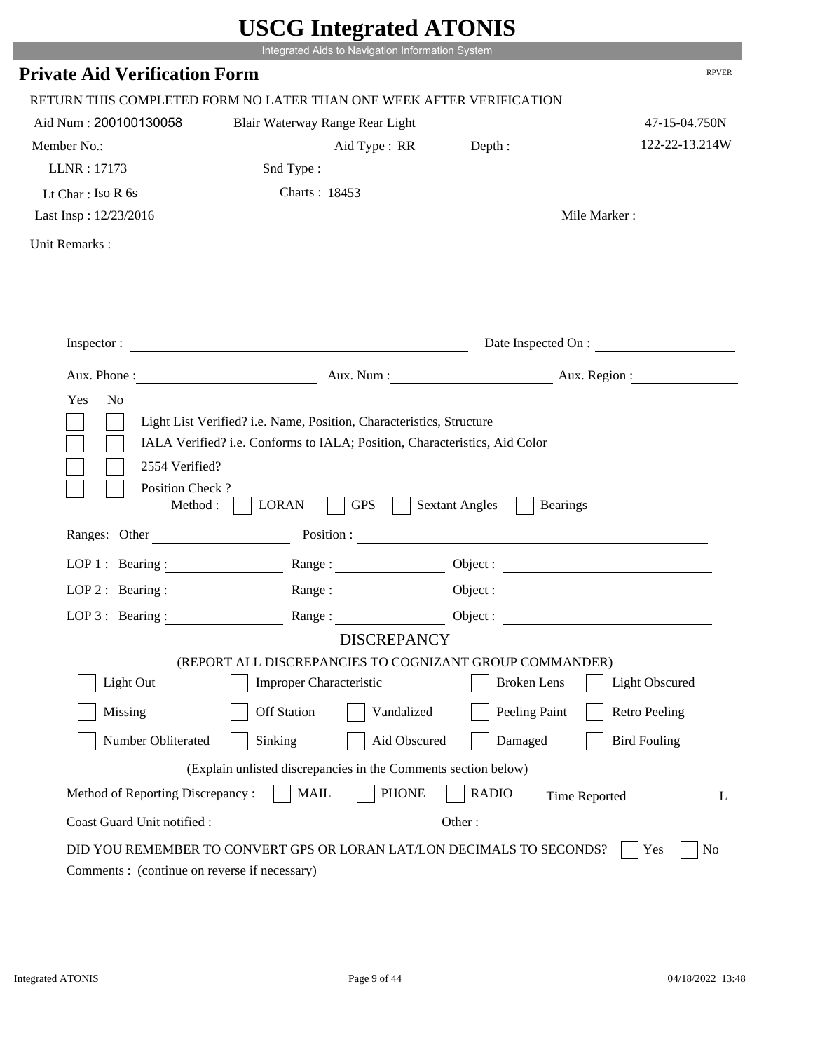# USCG Integrated ATONIS

Integrated Aids to Navigation Information System

## Private Aid Verification Form

RPVER

RETURN THIS COMPLETED FORM NO LATER THAN ONE WEEK AFTER VERIFICATION

Aid Num : 200100130058 &nbsp;&nbsp; Blair Waterway Range Rear Light &nbsp;&nbsp; 47-15-04.750N

Member No.: &nbsp;&nbsp; Aid Type : RR &nbsp;&nbsp; Depth : &nbsp;&nbsp; 122-22-13.214W

LLNR : 17173 &nbsp;&nbsp; Snd Type :

Lt Char : Iso R 6s &nbsp;&nbsp; Charts : 18453

Last Insp : 12/23/2016 &nbsp;&nbsp; Mile Marker :

Unit Remarks :

---

Inspector : &nbsp;&nbsp; Date Inspected On :

Aux. Phone : &nbsp;&nbsp; Aux. Num : &nbsp;&nbsp; Aux. Region :

Yes No

- [ ] [ ] Light List Verified? i.e. Name, Position, Characteristics, Structure
- [ ] [ ] IALA Verified? i.e. Conforms to IALA; Position, Characteristics, Aid Color
- [ ] [ ] 2554 Verified?
- [ ] [ ] Position Check ?

Method : [ ] LORAN [ ] GPS [ ] Sextant Angles [ ] Bearings

Ranges: Other &nbsp;&nbsp; Position :

LOP 1 : Bearing : &nbsp;&nbsp; Range : &nbsp;&nbsp; Object :

LOP 2 : Bearing : &nbsp;&nbsp; Range : &nbsp;&nbsp; Object :

LOP 3 : Bearing : &nbsp;&nbsp; Range : &nbsp;&nbsp; Object :

### DISCREPANCY

(REPORT ALL DISCREPANCIES TO COGNIZANT GROUP COMMANDER)

- [ ] Light Out
- [ ] Improper Characteristic
- [ ] Broken Lens
- [ ] Light Obscured
- [ ] Missing
- [ ] Off Station
- [ ] Vandalized
- [ ] Peeling Paint
- [ ] Retro Peeling
- [ ] Number Obliterated
- [ ] Sinking
- [ ] Aid Obscured
- [ ] Damaged
- [ ] Bird Fouling

(Explain unlisted discrepancies in the Comments section below)

Method of Reporting Discrepancy : [ ] MAIL [ ] PHONE [ ] RADIO &nbsp;&nbsp; Time Reported &nbsp;&nbsp; L

Coast Guard Unit notified : &nbsp;&nbsp; Other :

DID YOU REMEMBER TO CONVERT GPS OR LORAN LAT/LON DECIMALS TO SECONDS? [ ] Yes [ ] No

Comments : (continue on reverse if necessary)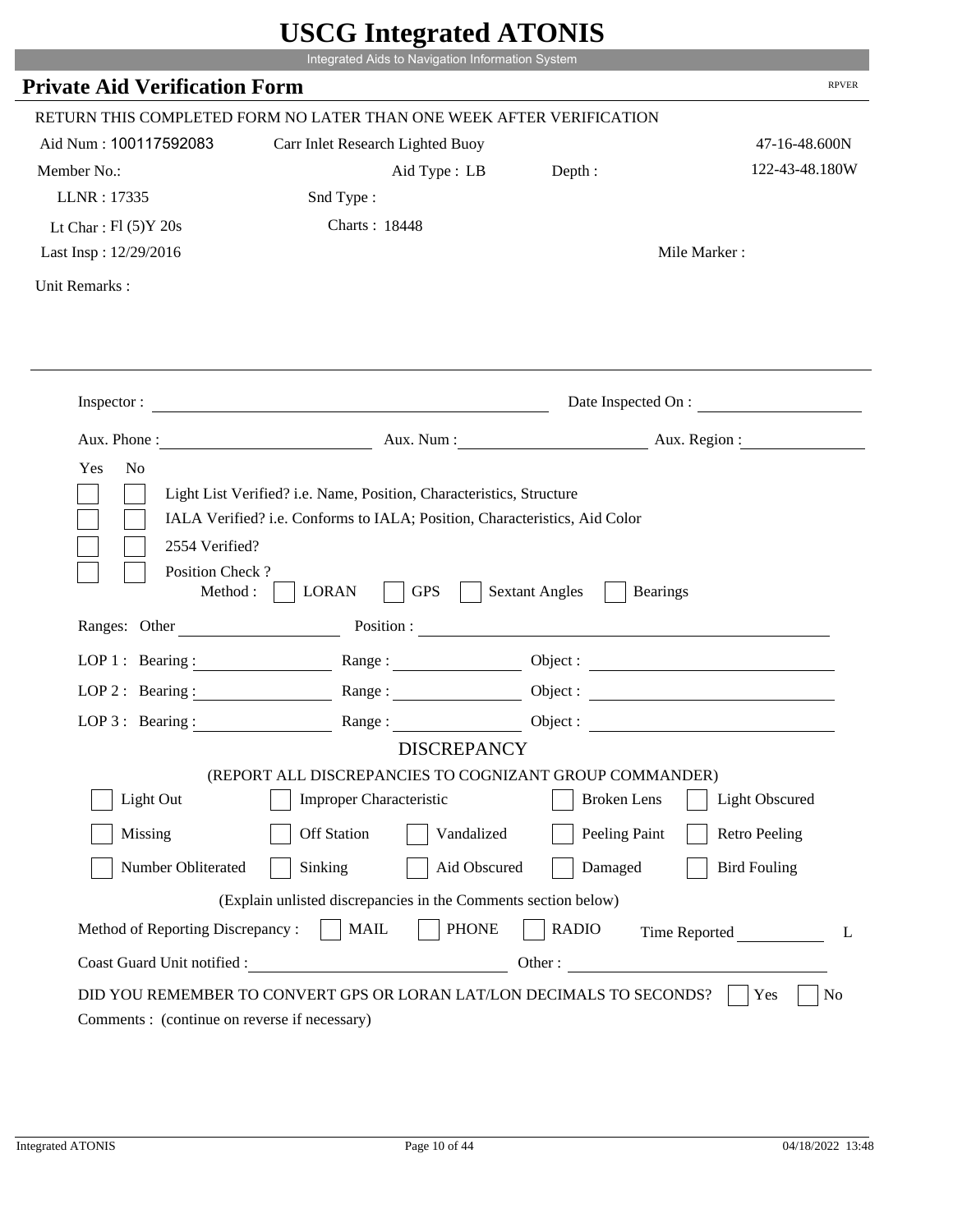# USCG Integrated ATONIS

Integrated Aids to Navigation Information System

## Private Aid Verification Form

RPVER

RETURN THIS COMPLETED FORM NO LATER THAN ONE WEEK AFTER VERIFICATION

Aid Num : 100117592083 Carr Inlet Research Lighted Buoy 47-16-48.600N

Member No.: Aid Type : LB Depth : 122-43-48.180W

LLNR : 17335 Snd Type :

Lt Char : Fl (5)Y 20s Charts : 18448

Last Insp : 12/29/2016 Mile Marker :

Unit Remarks :

Inspector : Date Inspected On :

Aux. Phone : Aux. Num : Aux. Region :

Yes No

- Light List Verified? i.e. Name, Position, Characteristics, Structure
- IALA Verified? i.e. Conforms to IALA; Position, Characteristics, Aid Color
- 2554 Verified?
- Position Check ?

Method : LORAN GPS Sextant Angles Bearings

Ranges: Other Position :

LOP 1 : Bearing : Range : Object :

LOP 2 : Bearing : Range : Object :

LOP 3 : Bearing : Range : Object :

### DISCREPANCY

(REPORT ALL DISCREPANCIES TO COGNIZANT GROUP COMMANDER)

- Light Out
- Improper Characteristic
- Broken Lens
- Light Obscured
- Missing
- Off Station
- Vandalized
- Peeling Paint
- Retro Peeling
- Number Obliterated
- Sinking
- Aid Obscured
- Damaged
- Bird Fouling

(Explain unlisted discrepancies in the Comments section below)

Method of Reporting Discrepancy : MAIL PHONE RADIO Time Reported L

Coast Guard Unit notified : Other :

DID YOU REMEMBER TO CONVERT GPS OR LORAN LAT/LON DECIMALS TO SECONDS? Yes No

Comments : (continue on reverse if necessary)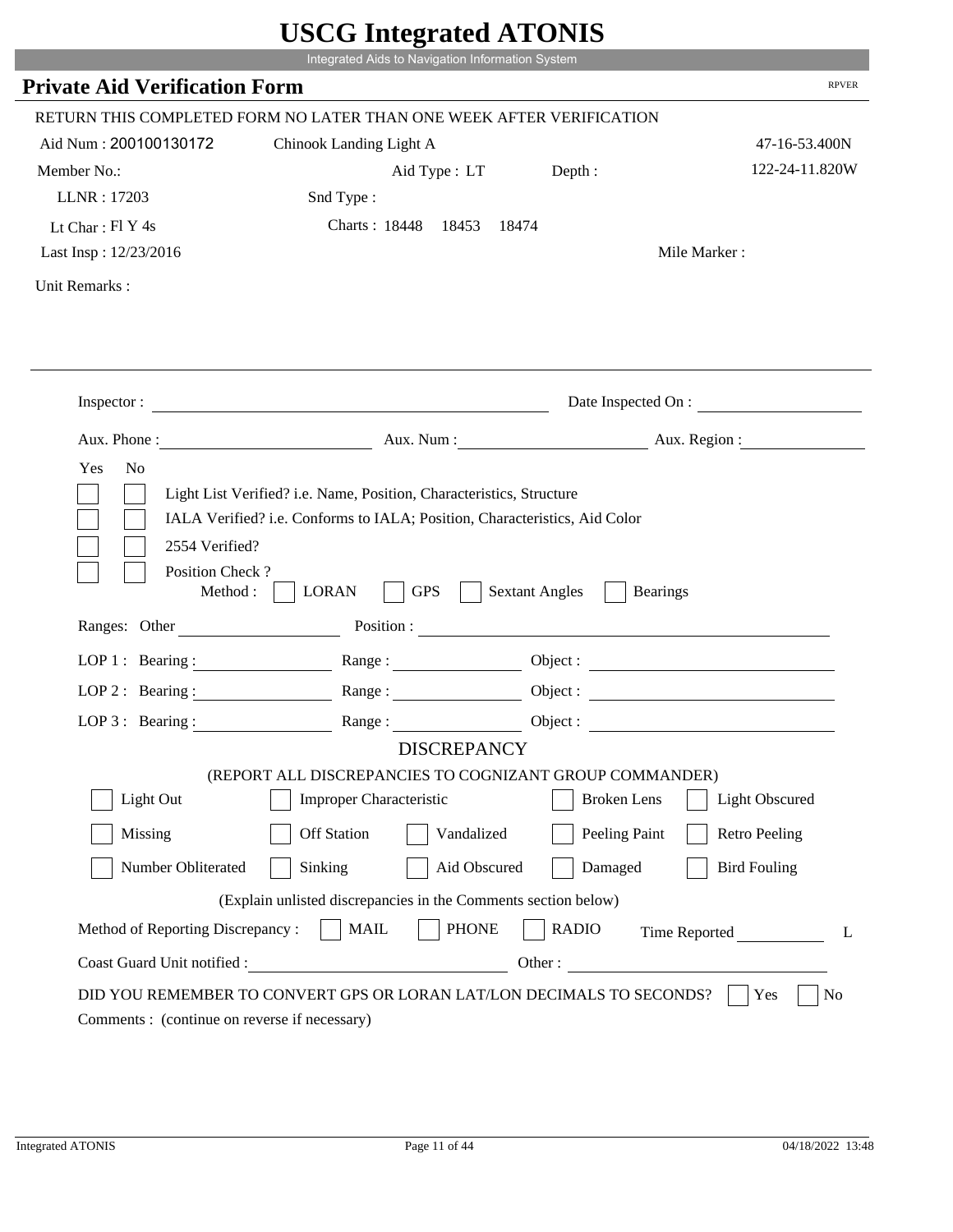# USCG Integrated ATONIS

Integrated Aids to Navigation Information System

## Private Aid Verification Form

RPVER

RETURN THIS COMPLETED FORM NO LATER THAN ONE WEEK AFTER VERIFICATION

Aid Num : 200100130172 Chinook Landing Light A 47-16-53.400N

Member No.: Aid Type : LT Depth : 122-24-11.820W

LLNR : 17203 Snd Type :

Lt Char : Fl Y 4s Charts : 18448 18453 18474

Last Insp : 12/23/2016 Mile Marker :

Unit Remarks :

Inspector : Date Inspected On :

Aux. Phone : Aux. Num : Aux. Region :

Yes No

- Light List Verified? i.e. Name, Position, Characteristics, Structure
- IALA Verified? i.e. Conforms to IALA; Position, Characteristics, Aid Color
- 2554 Verified?
- Position Check ?
  Method : LORAN GPS Sextant Angles Bearings

Ranges: Other Position :

LOP 1 : Bearing : Range : Object :

LOP 2 : Bearing : Range : Object :

LOP 3 : Bearing : Range : Object :

### DISCREPANCY

(REPORT ALL DISCREPANCIES TO COGNIZANT GROUP COMMANDER)

| | | | | |
|---|---|---|---|---|
| Light Out | Improper Characteristic | | Broken Lens | Light Obscured |
| Missing | Off Station | Vandalized | Peeling Paint | Retro Peeling |
| Number Obliterated | Sinking | Aid Obscured | Damaged | Bird Fouling |

(Explain unlisted discrepancies in the Comments section below)

Method of Reporting Discrepancy : MAIL PHONE RADIO Time Reported L

Coast Guard Unit notified : Other :

DID YOU REMEMBER TO CONVERT GPS OR LORAN LAT/LON DECIMALS TO SECONDS? Yes No

Comments : (continue on reverse if necessary)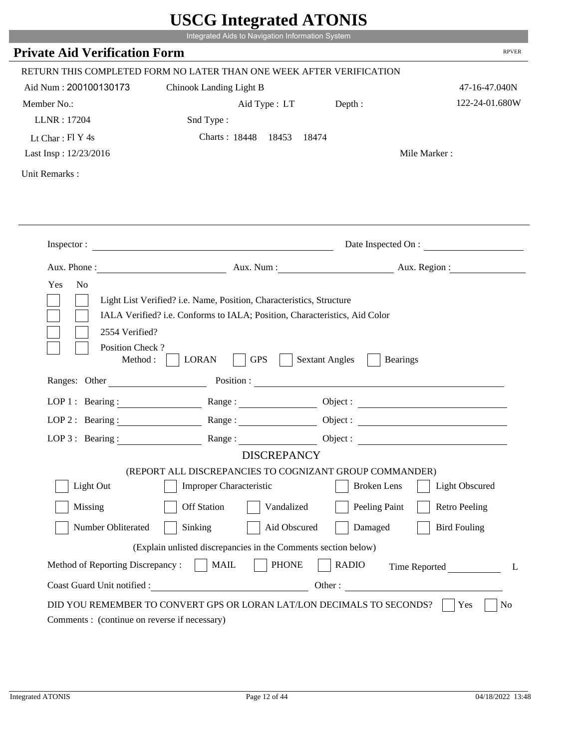# USCG Integrated ATONIS

Integrated Aids to Navigation Information System

## Private Aid Verification Form

RPVER

RETURN THIS COMPLETED FORM NO LATER THAN ONE WEEK AFTER VERIFICATION

Aid Num : 200100130173    Chinook Landing Light B    47-16-47.040N

Member No.:    Aid Type : LT    Depth :    122-24-01.680W

LLNR : 17204    Snd Type :

Lt Char : Fl Y 4s    Charts : 18448  18453  18474

Last Insp : 12/23/2016    Mile Marker :

Unit Remarks :

---

Inspector : ____________________    Date Inspected On : ____________

Aux. Phone : ____________    Aux. Num : ____________    Aux. Region : ____________

Yes  No

- [ ] [ ] Light List Verified? i.e. Name, Position, Characteristics, Structure
- [ ] [ ] IALA Verified? i.e. Conforms to IALA; Position, Characteristics, Aid Color
- [ ] [ ] 2554 Verified?
- [ ] [ ] Position Check ?

Method : [ ] LORAN [ ] GPS [ ] Sextant Angles [ ] Bearings

Ranges: Other ____________    Position : ____________

LOP 1 : Bearing : ____________ Range : ____________ Object : ____________

LOP 2 : Bearing : ____________ Range : ____________ Object : ____________

LOP 3 : Bearing : ____________ Range : ____________ Object : ____________

### DISCREPANCY

(REPORT ALL DISCREPANCIES TO COGNIZANT GROUP COMMANDER)

- [ ] Light Out  [ ] Improper Characteristic  [ ] Broken Lens  [ ] Light Obscured
- [ ] Missing  [ ] Off Station  [ ] Vandalized  [ ] Peeling Paint  [ ] Retro Peeling
- [ ] Number Obliterated  [ ] Sinking  [ ] Aid Obscured  [ ] Damaged  [ ] Bird Fouling

(Explain unlisted discrepancies in the Comments section below)

Method of Reporting Discrepancy : [ ] MAIL [ ] PHONE [ ] RADIO    Time Reported ____________ L

Coast Guard Unit notified : ____________    Other : ____________

DID YOU REMEMBER TO CONVERT GPS OR LORAN LAT/LON DECIMALS TO SECONDS? [ ] Yes [ ] No

Comments : (continue on reverse if necessary)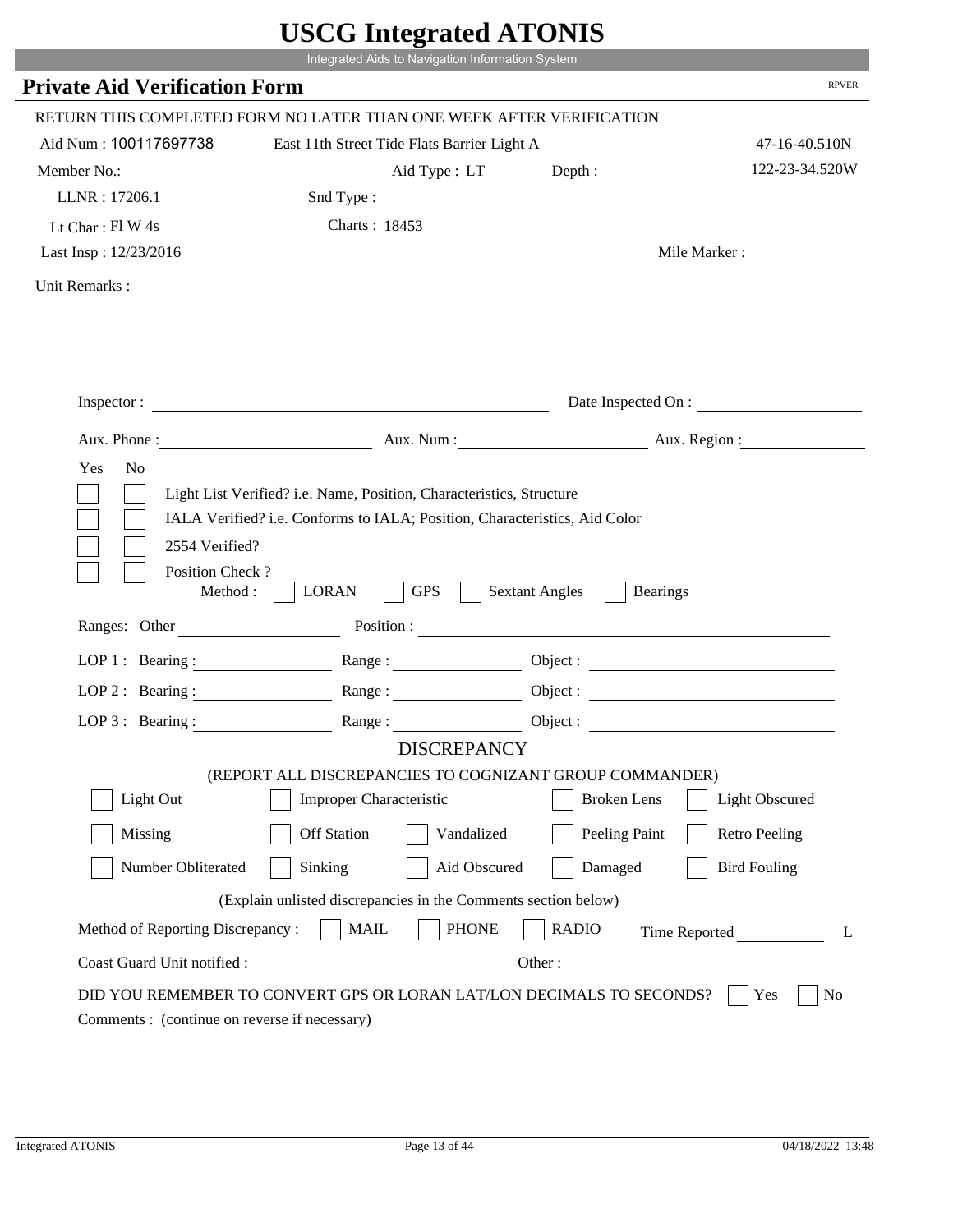# USCG Integrated ATONIS

Integrated Aids to Navigation Information System

## Private Aid Verification Form

RPVER

RETURN THIS COMPLETED FORM NO LATER THAN ONE WEEK AFTER VERIFICATION

Aid Num : 100117697738 East 11th Street Tide Flats Barrier Light A 47-16-40.510N

Member No.: Aid Type : LT Depth : 122-23-34.520W

LLNR : 17206.1 Snd Type :

Lt Char : Fl W 4s Charts : 18453

Last Insp : 12/23/2016 Mile Marker :

Unit Remarks :

Inspector : Date Inspected On :

Aux. Phone : Aux. Num : Aux. Region :

Yes No

- Light List Verified? i.e. Name, Position, Characteristics, Structure
- IALA Verified? i.e. Conforms to IALA; Position, Characteristics, Aid Color
- 2554 Verified?
- Position Check ?

Method : LORAN GPS Sextant Angles Bearings

Ranges: Other Position :

LOP 1 : Bearing : Range : Object :

LOP 2 : Bearing : Range : Object :

LOP 3 : Bearing : Range : Object :

### DISCREPANCY

(REPORT ALL DISCREPANCIES TO COGNIZANT GROUP COMMANDER)

Light Out | Improper Characteristic | Broken Lens | Light Obscured

Missing | Off Station | Vandalized | Peeling Paint | Retro Peeling

Number Obliterated | Sinking | Aid Obscured | Damaged | Bird Fouling

(Explain unlisted discrepancies in the Comments section below)

Method of Reporting Discrepancy : MAIL PHONE RADIO Time Reported L

Coast Guard Unit notified : Other :

DID YOU REMEMBER TO CONVERT GPS OR LORAN LAT/LON DECIMALS TO SECONDS? Yes No

Comments : (continue on reverse if necessary)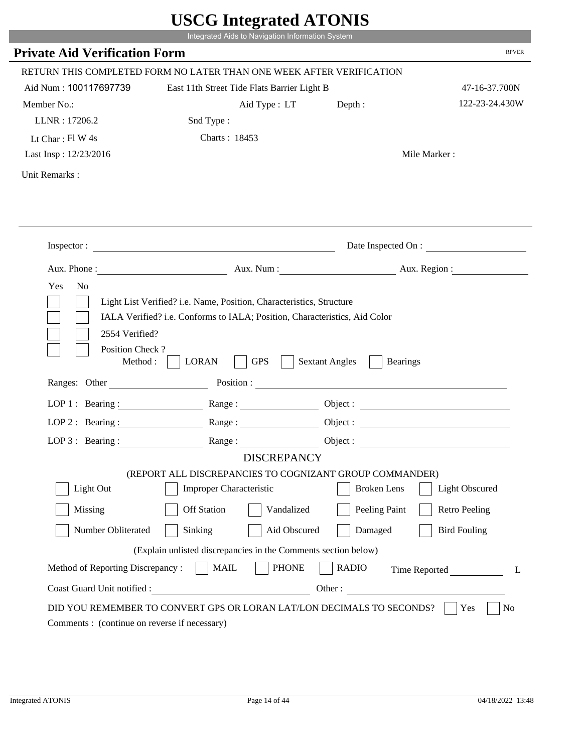# USCG Integrated ATONIS

Integrated Aids to Navigation Information System

## Private Aid Verification Form

RPVER

RETURN THIS COMPLETED FORM NO LATER THAN ONE WEEK AFTER VERIFICATION

Aid Num : 100117697739 &nbsp;&nbsp; East 11th Street Tide Flats Barrier Light B &nbsp;&nbsp; 47-16-37.700N

Member No.: &nbsp;&nbsp; Aid Type : LT &nbsp;&nbsp; Depth : &nbsp;&nbsp; 122-23-24.430W

LLNR : 17206.2 &nbsp;&nbsp; Snd Type :

Lt Char : Fl W 4s &nbsp;&nbsp; Charts : 18453

Last Insp : 12/23/2016 &nbsp;&nbsp; Mile Marker :

Unit Remarks :

---

Inspector : ______________________ Date Inspected On : ____________

Aux. Phone : ____________ Aux. Num : ____________ Aux. Region : ____________

Yes No

- [ ] [ ] Light List Verified? i.e. Name, Position, Characteristics, Structure
- [ ] [ ] IALA Verified? i.e. Conforms to IALA; Position, Characteristics, Aid Color
- [ ] [ ] 2554 Verified?
- [ ] [ ] Position Check ?

Method : [ ] LORAN [ ] GPS [ ] Sextant Angles [ ] Bearings

Ranges: Other ____________ Position : ______________________

LOP 1 : Bearing : ____________ Range : ____________ Object : ____________

LOP 2 : Bearing : ____________ Range : ____________ Object : ____________

LOP 3 : Bearing : ____________ Range : ____________ Object : ____________

### DISCREPANCY

(REPORT ALL DISCREPANCIES TO COGNIZANT GROUP COMMANDER)

- [ ] Light Out
- [ ] Improper Characteristic
- [ ] Broken Lens
- [ ] Light Obscured
- [ ] Missing
- [ ] Off Station
- [ ] Vandalized
- [ ] Peeling Paint
- [ ] Retro Peeling
- [ ] Number Obliterated
- [ ] Sinking
- [ ] Aid Obscured
- [ ] Damaged
- [ ] Bird Fouling

(Explain unlisted discrepancies in the Comments section below)

Method of Reporting Discrepancy : [ ] MAIL [ ] PHONE [ ] RADIO &nbsp;&nbsp; Time Reported ____________ L

Coast Guard Unit notified : ______________________ Other : ______________________

DID YOU REMEMBER TO CONVERT GPS OR LORAN LAT/LON DECIMALS TO SECONDS? [ ] Yes [ ] No

Comments : (continue on reverse if necessary)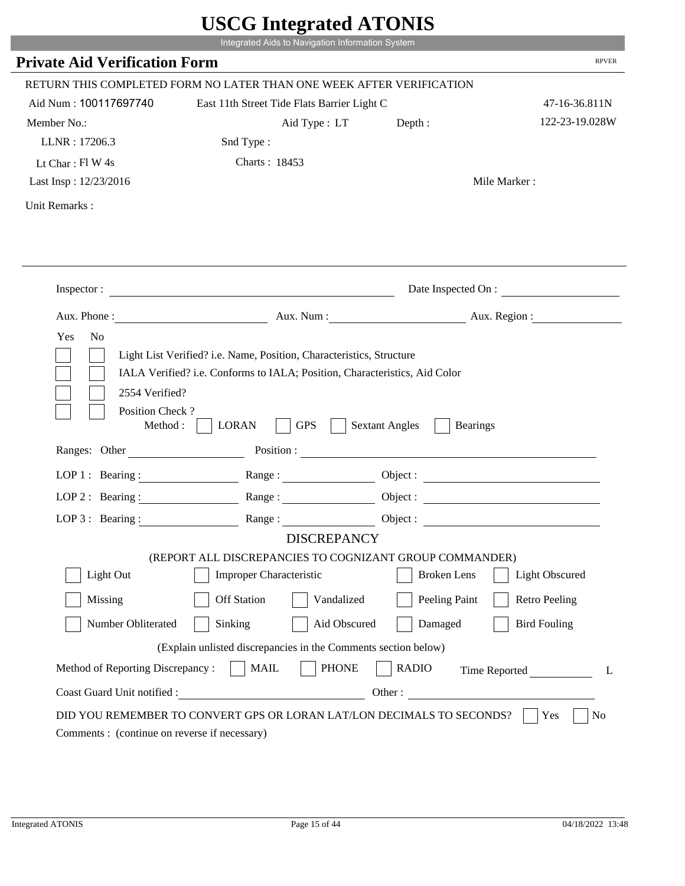# USCG Integrated ATONIS

Integrated Aids to Navigation Information System

## Private Aid Verification Form

RPVER

RETURN THIS COMPLETED FORM NO LATER THAN ONE WEEK AFTER VERIFICATION

Aid Num : 100117697740 East 11th Street Tide Flats Barrier Light C 47-16-36.811N

Member No.: Aid Type : LT Depth : 122-23-19.028W

LLNR : 17206.3 Snd Type :

Lt Char : Fl W 4s Charts : 18453

Last Insp : 12/23/2016 Mile Marker :

Unit Remarks :

Inspector : Date Inspected On :

Aux. Phone : Aux. Num : Aux. Region :

Yes No

- Light List Verified? i.e. Name, Position, Characteristics, Structure
- IALA Verified? i.e. Conforms to IALA; Position, Characteristics, Aid Color
- 2554 Verified?
- Position Check ?
  Method : LORAN GPS Sextant Angles Bearings

Ranges: Other Position :

LOP 1 : Bearing : Range : Object :

LOP 2 : Bearing : Range : Object :

LOP 3 : Bearing : Range : Object :

DISCREPANCY

(REPORT ALL DISCREPANCIES TO COGNIZANT GROUP COMMANDER)

- Light Out
- Improper Characteristic
- Broken Lens
- Light Obscured
- Missing
- Off Station
- Vandalized
- Peeling Paint
- Retro Peeling
- Number Obliterated
- Sinking
- Aid Obscured
- Damaged
- Bird Fouling

(Explain unlisted discrepancies in the Comments section below)

Method of Reporting Discrepancy : MAIL PHONE RADIO Time Reported L

Coast Guard Unit notified : Other :

DID YOU REMEMBER TO CONVERT GPS OR LORAN LAT/LON DECIMALS TO SECONDS? Yes No

Comments : (continue on reverse if necessary)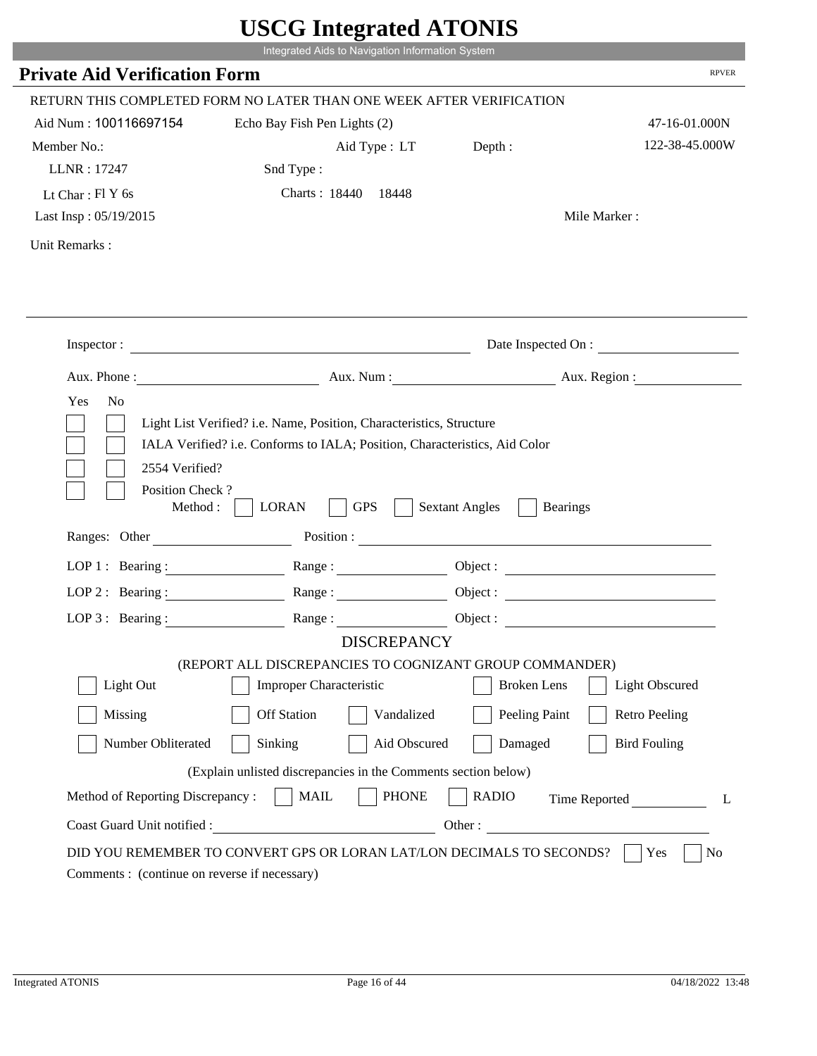# USCG Integrated ATONIS

Integrated Aids to Navigation Information System

## Private Aid Verification Form

RPVER

RETURN THIS COMPLETED FORM NO LATER THAN ONE WEEK AFTER VERIFICATION

Aid Num : 100116697154 Echo Bay Fish Pen Lights (2) 47-16-01.000N

Member No.: Aid Type : LT Depth : 122-38-45.000W

LLNR : 17247 Snd Type :

Lt Char : Fl Y 6s Charts : 18440 18448

Last Insp : 05/19/2015 Mile Marker :

Unit Remarks :

Inspector : Date Inspected On :

Aux. Phone : Aux. Num : Aux. Region :

Yes No

- [ ] [ ] Light List Verified? i.e. Name, Position, Characteristics, Structure
- [ ] [ ] IALA Verified? i.e. Conforms to IALA; Position, Characteristics, Aid Color
- [ ] [ ] 2554 Verified?
- [ ] [ ] Position Check ?

Method : [ ] LORAN [ ] GPS [ ] Sextant Angles [ ] Bearings

Ranges: Other Position :

LOP 1 : Bearing : Range : Object :

LOP 2 : Bearing : Range : Object :

LOP 3 : Bearing : Range : Object :

### DISCREPANCY

(REPORT ALL DISCREPANCIES TO COGNIZANT GROUP COMMANDER)

- [ ] Light Out
- [ ] Improper Characteristic
- [ ] Broken Lens
- [ ] Light Obscured
- [ ] Missing
- [ ] Off Station
- [ ] Vandalized
- [ ] Peeling Paint
- [ ] Retro Peeling
- [ ] Number Obliterated
- [ ] Sinking
- [ ] Aid Obscured
- [ ] Damaged
- [ ] Bird Fouling

(Explain unlisted discrepancies in the Comments section below)

Method of Reporting Discrepancy : [ ] MAIL [ ] PHONE [ ] RADIO Time Reported L

Coast Guard Unit notified : Other :

DID YOU REMEMBER TO CONVERT GPS OR LORAN LAT/LON DECIMALS TO SECONDS? [ ] Yes [ ] No

Comments : (continue on reverse if necessary)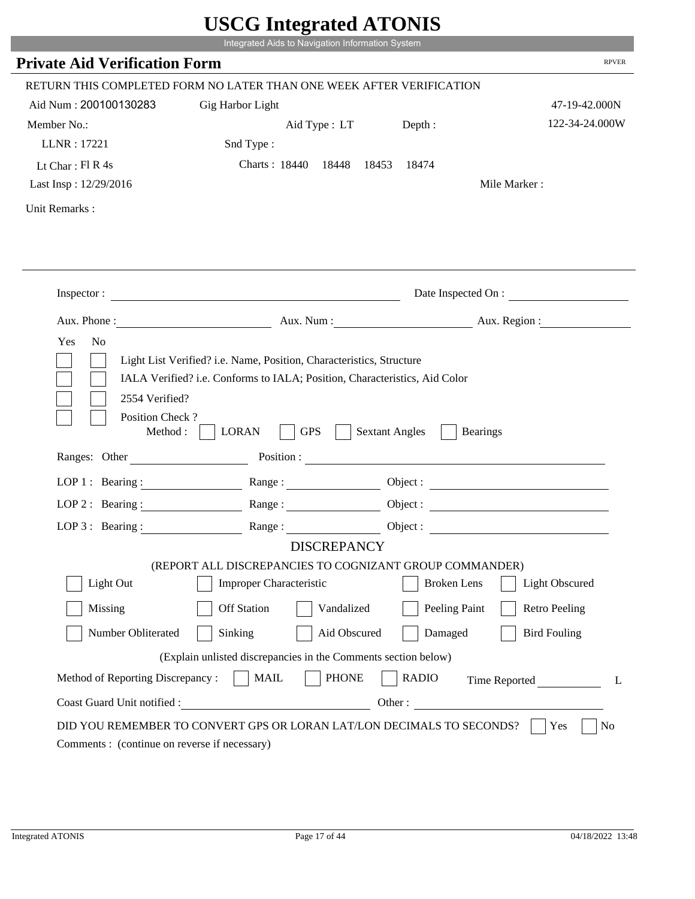# USCG Integrated ATONIS

Integrated Aids to Navigation Information System

## Private Aid Verification Form

RPVER

RETURN THIS COMPLETED FORM NO LATER THAN ONE WEEK AFTER VERIFICATION

Aid Num : 200100130283 &nbsp;&nbsp; Gig Harbor Light &nbsp;&nbsp; 47-19-42.000N

Member No.: &nbsp;&nbsp; Aid Type : LT &nbsp;&nbsp; Depth : &nbsp;&nbsp; 122-34-24.000W

LLNR : 17221 &nbsp;&nbsp; Snd Type :

Lt Char : Fl R 4s &nbsp;&nbsp; Charts : 18440 18448 18453 18474

Last Insp : 12/29/2016 &nbsp;&nbsp; Mile Marker :

Unit Remarks :

---

Inspector : ______________________ Date Inspected On : ______________

Aux. Phone : ______________ Aux. Num : ______________ Aux. Region : ______________

Yes No

- [ ] [ ] Light List Verified? i.e. Name, Position, Characteristics, Structure
- [ ] [ ] IALA Verified? i.e. Conforms to IALA; Position, Characteristics, Aid Color
- [ ] [ ] 2554 Verified?
- [ ] [ ] Position Check ?

Method : [ ] LORAN [ ] GPS [ ] Sextant Angles [ ] Bearings

Ranges: Other ______________ Position : ______________________

LOP 1 : Bearing : ______________ Range : ______________ Object : ______________

LOP 2 : Bearing : ______________ Range : ______________ Object : ______________

LOP 3 : Bearing : ______________ Range : ______________ Object : ______________

### DISCREPANCY

(REPORT ALL DISCREPANCIES TO COGNIZANT GROUP COMMANDER)

- [ ] Light Out
- [ ] Improper Characteristic
- [ ] Broken Lens
- [ ] Light Obscured
- [ ] Missing
- [ ] Off Station
- [ ] Vandalized
- [ ] Peeling Paint
- [ ] Retro Peeling
- [ ] Number Obliterated
- [ ] Sinking
- [ ] Aid Obscured
- [ ] Damaged
- [ ] Bird Fouling

(Explain unlisted discrepancies in the Comments section below)

Method of Reporting Discrepancy : [ ] MAIL [ ] PHONE [ ] RADIO &nbsp;&nbsp; Time Reported ______________ L

Coast Guard Unit notified : ______________________ Other : ______________________

DID YOU REMEMBER TO CONVERT GPS OR LORAN LAT/LON DECIMALS TO SECONDS? [ ] Yes [ ] No

Comments : (continue on reverse if necessary)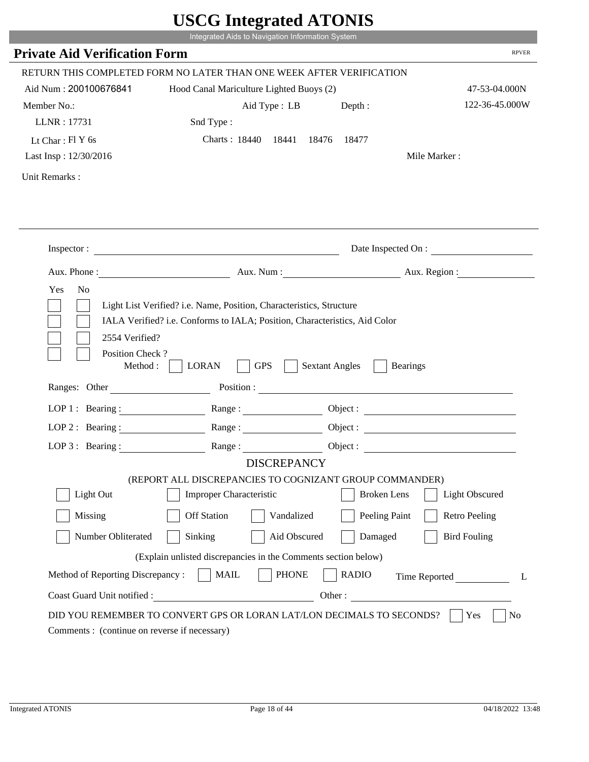# USCG Integrated ATONIS

Integrated Aids to Navigation Information System

## Private Aid Verification Form

RPVER

RETURN THIS COMPLETED FORM NO LATER THAN ONE WEEK AFTER VERIFICATION

Aid Num : 200100676841 Hood Canal Mariculture Lighted Buoys (2) 47-53-04.000N

Member No.: Aid Type : LB Depth : 122-36-45.000W

LLNR : 17731 Snd Type :

Lt Char : Fl Y 6s Charts : 18440 18441 18476 18477

Last Insp : 12/30/2016 Mile Marker :

Unit Remarks :

Inspector : Date Inspected On :

Aux. Phone : Aux. Num : Aux. Region :

Yes No

- [ ] [ ] Light List Verified? i.e. Name, Position, Characteristics, Structure
- [ ] [ ] IALA Verified? i.e. Conforms to IALA; Position, Characteristics, Aid Color
- [ ] [ ] 2554 Verified?
- [ ] [ ] Position Check ?

Method : [ ] LORAN [ ] GPS [ ] Sextant Angles [ ] Bearings

Ranges: Other Position :

LOP 1 : Bearing : Range : Object :

LOP 2 : Bearing : Range : Object :

LOP 3 : Bearing : Range : Object :

### DISCREPANCY

(REPORT ALL DISCREPANCIES TO COGNIZANT GROUP COMMANDER)

- [ ] Light Out
- [ ] Improper Characteristic
- [ ] Broken Lens
- [ ] Light Obscured
- [ ] Missing
- [ ] Off Station
- [ ] Vandalized
- [ ] Peeling Paint
- [ ] Retro Peeling
- [ ] Number Obliterated
- [ ] Sinking
- [ ] Aid Obscured
- [ ] Damaged
- [ ] Bird Fouling

(Explain unlisted discrepancies in the Comments section below)

Method of Reporting Discrepancy : [ ] MAIL [ ] PHONE [ ] RADIO Time Reported L

Coast Guard Unit notified : Other :

DID YOU REMEMBER TO CONVERT GPS OR LORAN LAT/LON DECIMALS TO SECONDS? [ ] Yes [ ] No

Comments : (continue on reverse if necessary)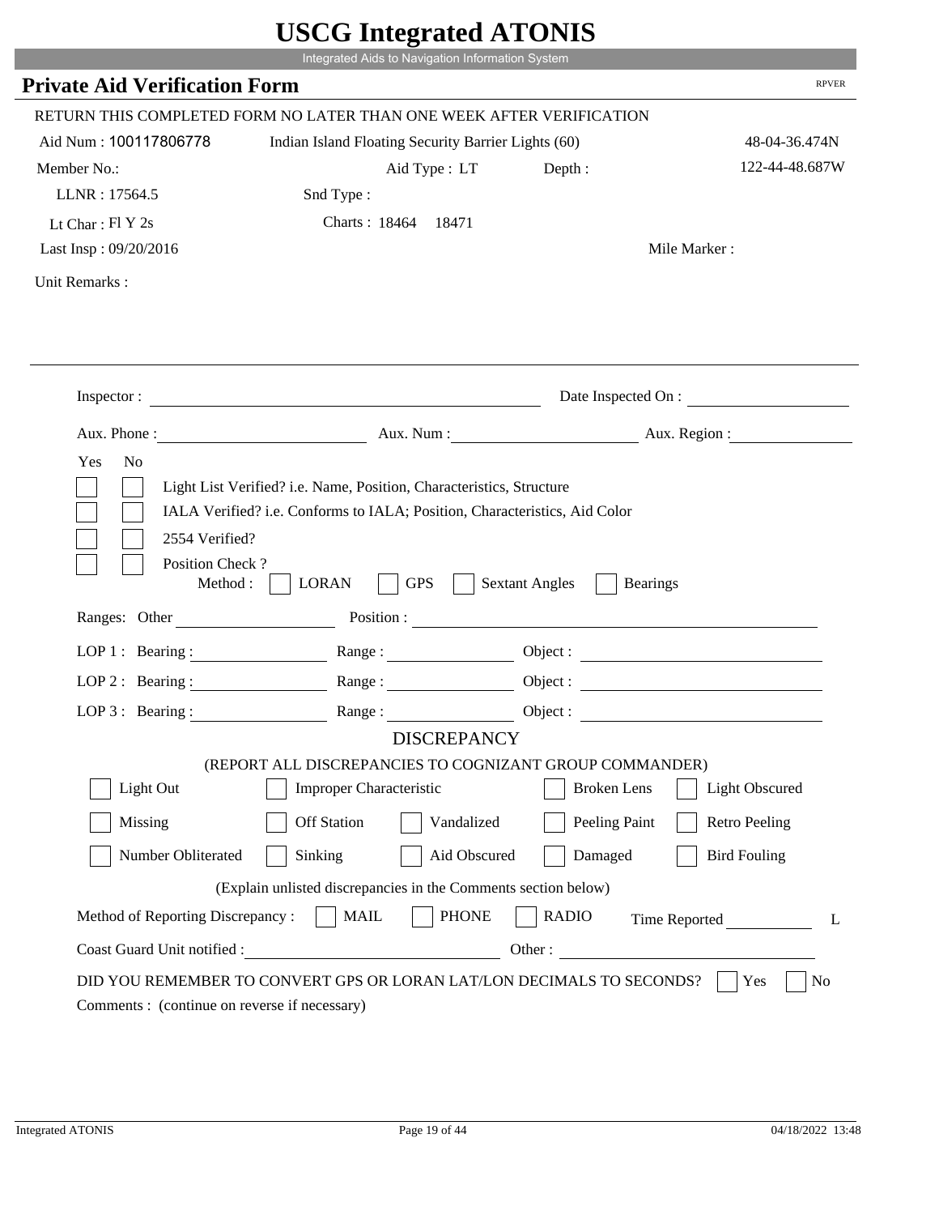# USCG Integrated ATONIS

Integrated Aids to Navigation Information System

## Private Aid Verification Form

RPVER

RETURN THIS COMPLETED FORM NO LATER THAN ONE WEEK AFTER VERIFICATION

Aid Num : 100117806778    Indian Island Floating Security Barrier Lights (60)    48-04-36.474N

Member No.:    Aid Type : LT    Depth :    122-44-48.687W

LLNR : 17564.5    Snd Type :

Lt Char : Fl Y 2s    Charts : 18464  18471

Last Insp : 09/20/2016    Mile Marker :

Unit Remarks :

Inspector : ______________________    Date Inspected On : ______________

Aux. Phone : ______________    Aux. Num : ______________    Aux. Region : ______________

Yes  No

☐ ☐ Light List Verified? i.e. Name, Position, Characteristics, Structure

☐ ☐ IALA Verified? i.e. Conforms to IALA; Position, Characteristics, Aid Color

☐ ☐ 2554 Verified?

☐ ☐ Position Check ?

Method : ☐ LORAN ☐ GPS ☐ Sextant Angles ☐ Bearings

Ranges: Other ______________    Position : ______________________

LOP 1 : Bearing : ______________ Range : ______________ Object : ______________

LOP 2 : Bearing : ______________ Range : ______________ Object : ______________

LOP 3 : Bearing : ______________ Range : ______________ Object : ______________

### DISCREPANCY

(REPORT ALL DISCREPANCIES TO COGNIZANT GROUP COMMANDER)

☐ Light Out ☐ Improper Characteristic ☐ Broken Lens ☐ Light Obscured

☐ Missing ☐ Off Station ☐ Vandalized ☐ Peeling Paint ☐ Retro Peeling

☐ Number Obliterated ☐ Sinking ☐ Aid Obscured ☐ Damaged ☐ Bird Fouling

(Explain unlisted discrepancies in the Comments section below)

Method of Reporting Discrepancy : ☐ MAIL ☐ PHONE ☐ RADIO    Time Reported __________ L

Coast Guard Unit notified : ______________________    Other : ______________________

DID YOU REMEMBER TO CONVERT GPS OR LORAN LAT/LON DECIMALS TO SECONDS? ☐ Yes ☐ No

Comments : (continue on reverse if necessary)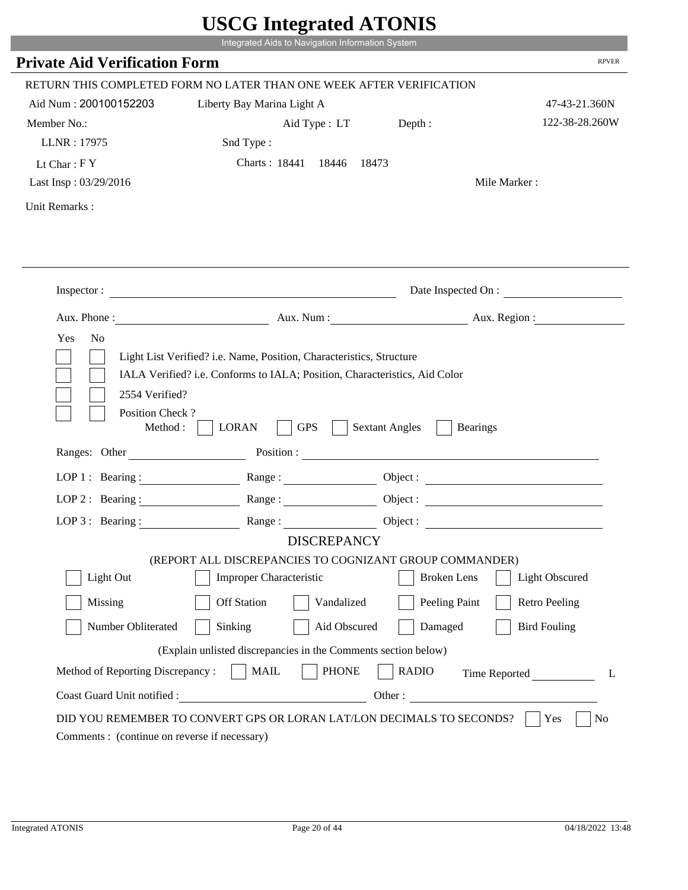# USCG Integrated ATONIS

Integrated Aids to Navigation Information System

## Private Aid Verification Form

RPVER

RETURN THIS COMPLETED FORM NO LATER THAN ONE WEEK AFTER VERIFICATION

Aid Num : 200100152203 Liberty Bay Marina Light A 47-43-21.360N

Member No.: Aid Type : LT Depth : 122-38-28.260W

LLNR : 17975 Snd Type :

Lt Char : F Y Charts : 18441 18446 18473

Last Insp : 03/29/2016 Mile Marker :

Unit Remarks :

---

Inspector : Date Inspected On :

Aux. Phone : Aux. Num : Aux. Region :

Yes No

- [ ] [ ] Light List Verified? i.e. Name, Position, Characteristics, Structure
- [ ] [ ] IALA Verified? i.e. Conforms to IALA; Position, Characteristics, Aid Color
- [ ] [ ] 2554 Verified?
- [ ] [ ] Position Check ?

Method : [ ] LORAN [ ] GPS [ ] Sextant Angles [ ] Bearings

Ranges: Other Position :

LOP 1 : Bearing : Range : Object :

LOP 2 : Bearing : Range : Object :

LOP 3 : Bearing : Range : Object :

### DISCREPANCY

(REPORT ALL DISCREPANCIES TO COGNIZANT GROUP COMMANDER)

- [ ] Light Out
- [ ] Improper Characteristic
- [ ] Broken Lens
- [ ] Light Obscured
- [ ] Missing
- [ ] Off Station
- [ ] Vandalized
- [ ] Peeling Paint
- [ ] Retro Peeling
- [ ] Number Obliterated
- [ ] Sinking
- [ ] Aid Obscured
- [ ] Damaged
- [ ] Bird Fouling

(Explain unlisted discrepancies in the Comments section below)

Method of Reporting Discrepancy : [ ] MAIL [ ] PHONE [ ] RADIO Time Reported L

Coast Guard Unit notified : Other :

DID YOU REMEMBER TO CONVERT GPS OR LORAN LAT/LON DECIMALS TO SECONDS? [ ] Yes [ ] No

Comments : (continue on reverse if necessary)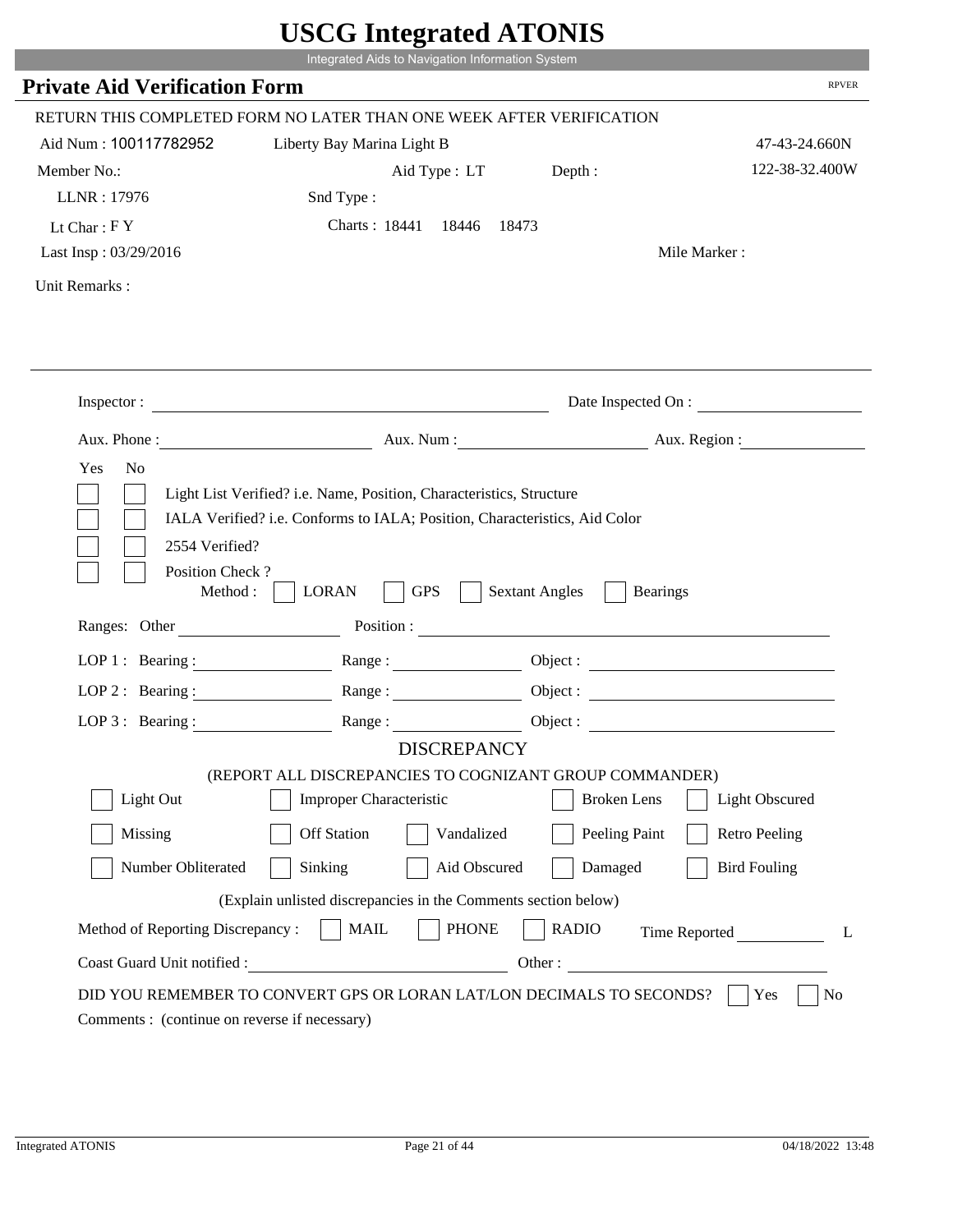# USCG Integrated ATONIS

Integrated Aids to Navigation Information System

## Private Aid Verification Form

RPVER

RETURN THIS COMPLETED FORM NO LATER THAN ONE WEEK AFTER VERIFICATION

Aid Num : 100117782952 Liberty Bay Marina Light B 47-43-24.660N

Member No.: Aid Type : LT Depth : 122-38-32.400W

LLNR : 17976 Snd Type :

Lt Char : F Y Charts : 18441 18446 18473

Last Insp : 03/29/2016 Mile Marker :

Unit Remarks :

---

Inspector : Date Inspected On :

Aux. Phone : Aux. Num : Aux. Region :

Yes No

- [ ] [ ] Light List Verified? i.e. Name, Position, Characteristics, Structure
- [ ] [ ] IALA Verified? i.e. Conforms to IALA; Position, Characteristics, Aid Color
- [ ] [ ] 2554 Verified?
- [ ] [ ] Position Check ?

Method : [ ] LORAN [ ] GPS [ ] Sextant Angles [ ] Bearings

Ranges: Other Position :

LOP 1 : Bearing : Range : Object :

LOP 2 : Bearing : Range : Object :

LOP 3 : Bearing : Range : Object :

### DISCREPANCY

(REPORT ALL DISCREPANCIES TO COGNIZANT GROUP COMMANDER)

- [ ] Light Out
- [ ] Improper Characteristic
- [ ] Broken Lens
- [ ] Light Obscured
- [ ] Missing
- [ ] Off Station
- [ ] Vandalized
- [ ] Peeling Paint
- [ ] Retro Peeling
- [ ] Number Obliterated
- [ ] Sinking
- [ ] Aid Obscured
- [ ] Damaged
- [ ] Bird Fouling

(Explain unlisted discrepancies in the Comments section below)

Method of Reporting Discrepancy : [ ] MAIL [ ] PHONE [ ] RADIO Time Reported L

Coast Guard Unit notified : Other :

DID YOU REMEMBER TO CONVERT GPS OR LORAN LAT/LON DECIMALS TO SECONDS? [ ] Yes [ ] No

Comments : (continue on reverse if necessary)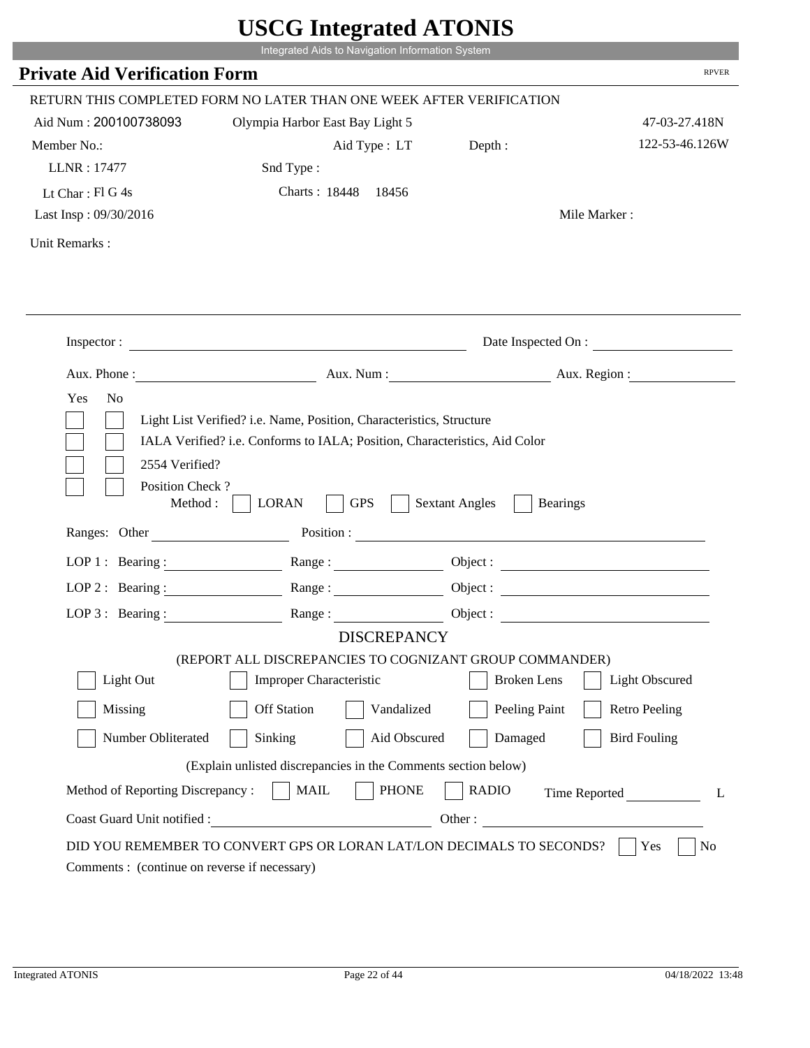# USCG Integrated ATONIS

Integrated Aids to Navigation Information System

## Private Aid Verification Form

RPVER

RETURN THIS COMPLETED FORM NO LATER THAN ONE WEEK AFTER VERIFICATION

Aid Num : 200100738093 Olympia Harbor East Bay Light 5 47-03-27.418N

Member No.: Aid Type : LT Depth : 122-53-46.126W

LLNR : 17477 Snd Type :

Lt Char : Fl G 4s Charts : 18448 18456

Last Insp : 09/30/2016 Mile Marker :

Unit Remarks :

Inspector : Date Inspected On :

Aux. Phone : Aux. Num : Aux. Region :

Yes No

- [ ] [ ] Light List Verified? i.e. Name, Position, Characteristics, Structure
- [ ] [ ] IALA Verified? i.e. Conforms to IALA; Position, Characteristics, Aid Color
- [ ] [ ] 2554 Verified?
- [ ] [ ] Position Check ?

Method : [ ] LORAN [ ] GPS [ ] Sextant Angles [ ] Bearings

Ranges: Other Position :

LOP 1 : Bearing : Range : Object :

LOP 2 : Bearing : Range : Object :

LOP 3 : Bearing : Range : Object :

### DISCREPANCY

(REPORT ALL DISCREPANCIES TO COGNIZANT GROUP COMMANDER)

- [ ] Light Out
- [ ] Improper Characteristic
- [ ] Broken Lens
- [ ] Light Obscured
- [ ] Missing
- [ ] Off Station
- [ ] Vandalized
- [ ] Peeling Paint
- [ ] Retro Peeling
- [ ] Number Obliterated
- [ ] Sinking
- [ ] Aid Obscured
- [ ] Damaged
- [ ] Bird Fouling

(Explain unlisted discrepancies in the Comments section below)

Method of Reporting Discrepancy : [ ] MAIL [ ] PHONE [ ] RADIO Time Reported L

Coast Guard Unit notified : Other :

DID YOU REMEMBER TO CONVERT GPS OR LORAN LAT/LON DECIMALS TO SECONDS? [ ] Yes [ ] No

Comments : (continue on reverse if necessary)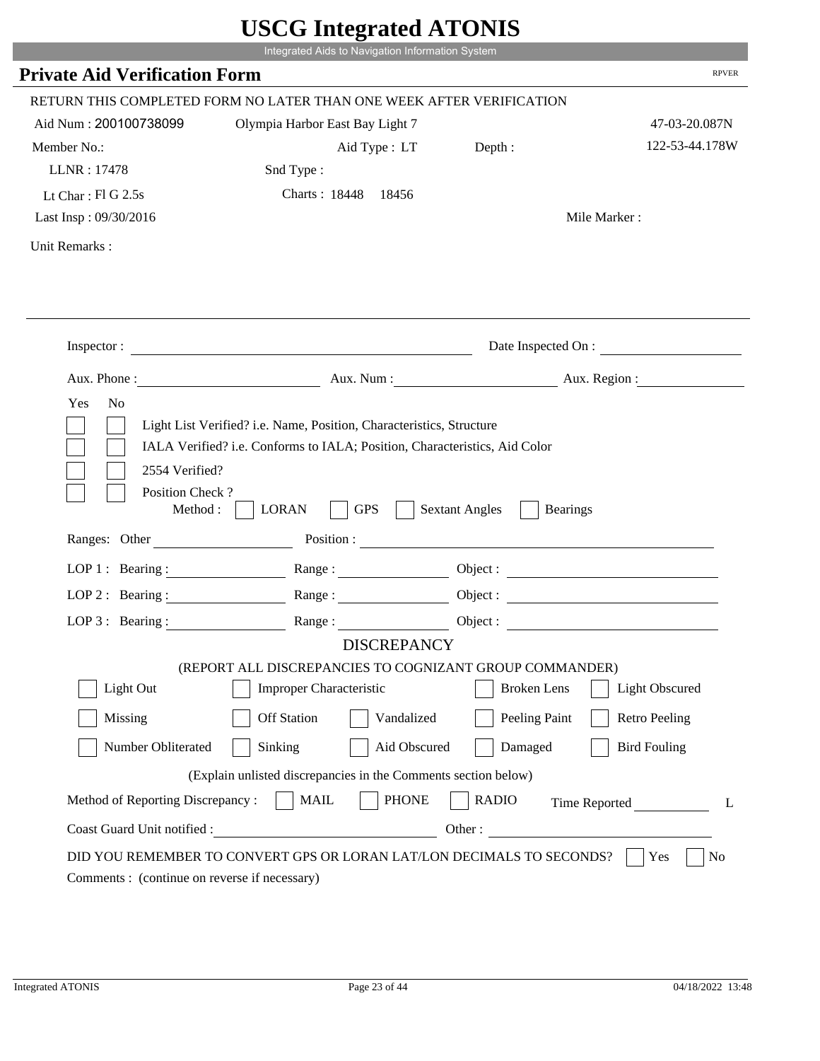# USCG Integrated ATONIS

Integrated Aids to Navigation Information System

## Private Aid Verification Form

RPVER

RETURN THIS COMPLETED FORM NO LATER THAN ONE WEEK AFTER VERIFICATION

Aid Num : 200100738099 &nbsp;&nbsp; Olympia Harbor East Bay Light 7 &nbsp;&nbsp; 47-03-20.087N

Member No.: &nbsp;&nbsp; Aid Type : LT &nbsp;&nbsp; Depth : &nbsp;&nbsp; 122-53-44.178W

LLNR : 17478 &nbsp;&nbsp; Snd Type :

Lt Char : Fl G 2.5s &nbsp;&nbsp; Charts : 18448 &nbsp; 18456

Last Insp : 09/30/2016 &nbsp;&nbsp; Mile Marker :

Unit Remarks :

---

Inspector : ______________________ Date Inspected On : ______________

Aux. Phone : ______________ Aux. Num : ______________ Aux. Region : ______________

Yes &nbsp; No

- [ ] [ ] Light List Verified? i.e. Name, Position, Characteristics, Structure
- [ ] [ ] IALA Verified? i.e. Conforms to IALA; Position, Characteristics, Aid Color
- [ ] [ ] 2554 Verified?
- [ ] [ ] Position Check ?

Method : [ ] LORAN [ ] GPS [ ] Sextant Angles [ ] Bearings

Ranges: Other ______________ Position : ______________________

LOP 1 : Bearing : ____________ Range : ____________ Object : ______________

LOP 2 : Bearing : ____________ Range : ____________ Object : ______________

LOP 3 : Bearing : ____________ Range : ____________ Object : ______________

### DISCREPANCY

(REPORT ALL DISCREPANCIES TO COGNIZANT GROUP COMMANDER)

| | | | | |
|---|---|---|---|---|
| [ ] Light Out | [ ] Improper Characteristic | | [ ] Broken Lens | [ ] Light Obscured |
| [ ] Missing | [ ] Off Station | [ ] Vandalized | [ ] Peeling Paint | [ ] Retro Peeling |
| [ ] Number Obliterated | [ ] Sinking | [ ] Aid Obscured | [ ] Damaged | [ ] Bird Fouling |

(Explain unlisted discrepancies in the Comments section below)

Method of Reporting Discrepancy : [ ] MAIL [ ] PHONE [ ] RADIO &nbsp;&nbsp; Time Reported ________ L

Coast Guard Unit notified : ______________________ Other : ______________

DID YOU REMEMBER TO CONVERT GPS OR LORAN LAT/LON DECIMALS TO SECONDS? [ ] Yes [ ] No

Comments : (continue on reverse if necessary)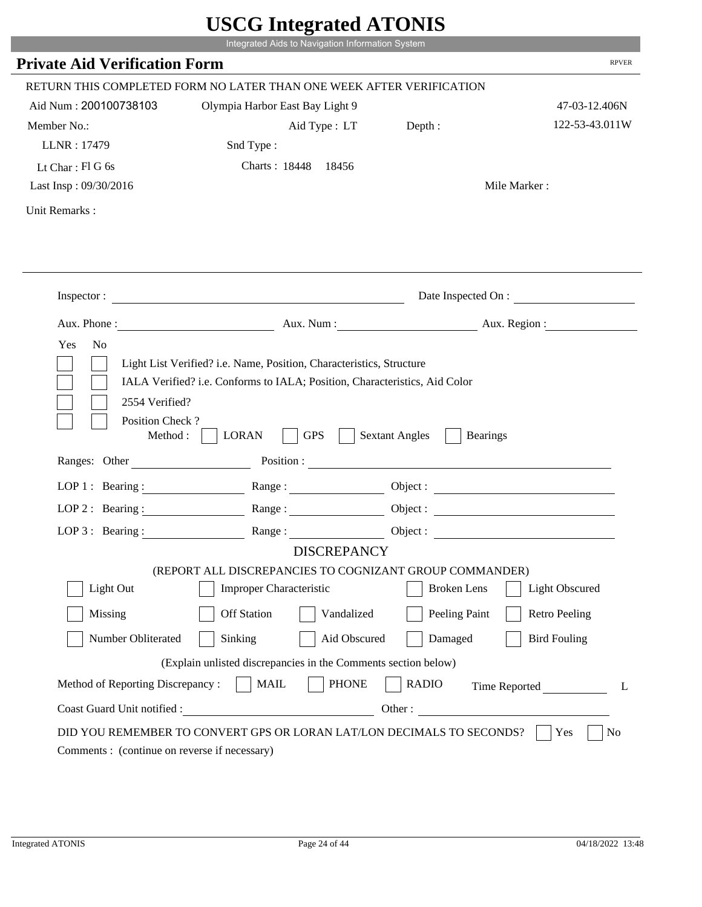# USCG Integrated ATONIS

Integrated Aids to Navigation Information System

## Private Aid Verification Form

RPVER

RETURN THIS COMPLETED FORM NO LATER THAN ONE WEEK AFTER VERIFICATION

Aid Num : 200100738103 Olympia Harbor East Bay Light 9 47-03-12.406N

Member No.: Aid Type : LT Depth : 122-53-43.011W

LLNR : 17479 Snd Type :

Lt Char : Fl G 6s Charts : 18448 18456

Last Insp : 09/30/2016 Mile Marker :

Unit Remarks :

Inspector : Date Inspected On :

Aux. Phone : Aux. Num : Aux. Region :

Yes No

- [ ] [ ] Light List Verified? i.e. Name, Position, Characteristics, Structure
- [ ] [ ] IALA Verified? i.e. Conforms to IALA; Position, Characteristics, Aid Color
- [ ] [ ] 2554 Verified?
- [ ] [ ] Position Check ?

Method : [ ] LORAN [ ] GPS [ ] Sextant Angles [ ] Bearings

Ranges: Other Position :

LOP 1 : Bearing : Range : Object :

LOP 2 : Bearing : Range : Object :

LOP 3 : Bearing : Range : Object :

### DISCREPANCY

(REPORT ALL DISCREPANCIES TO COGNIZANT GROUP COMMANDER)

- [ ] Light Out
- [ ] Improper Characteristic
- [ ] Broken Lens
- [ ] Light Obscured
- [ ] Missing
- [ ] Off Station
- [ ] Vandalized
- [ ] Peeling Paint
- [ ] Retro Peeling
- [ ] Number Obliterated
- [ ] Sinking
- [ ] Aid Obscured
- [ ] Damaged
- [ ] Bird Fouling

(Explain unlisted discrepancies in the Comments section below)

Method of Reporting Discrepancy : [ ] MAIL [ ] PHONE [ ] RADIO Time Reported L

Coast Guard Unit notified : Other :

DID YOU REMEMBER TO CONVERT GPS OR LORAN LAT/LON DECIMALS TO SECONDS? [ ] Yes [ ] No

Comments : (continue on reverse if necessary)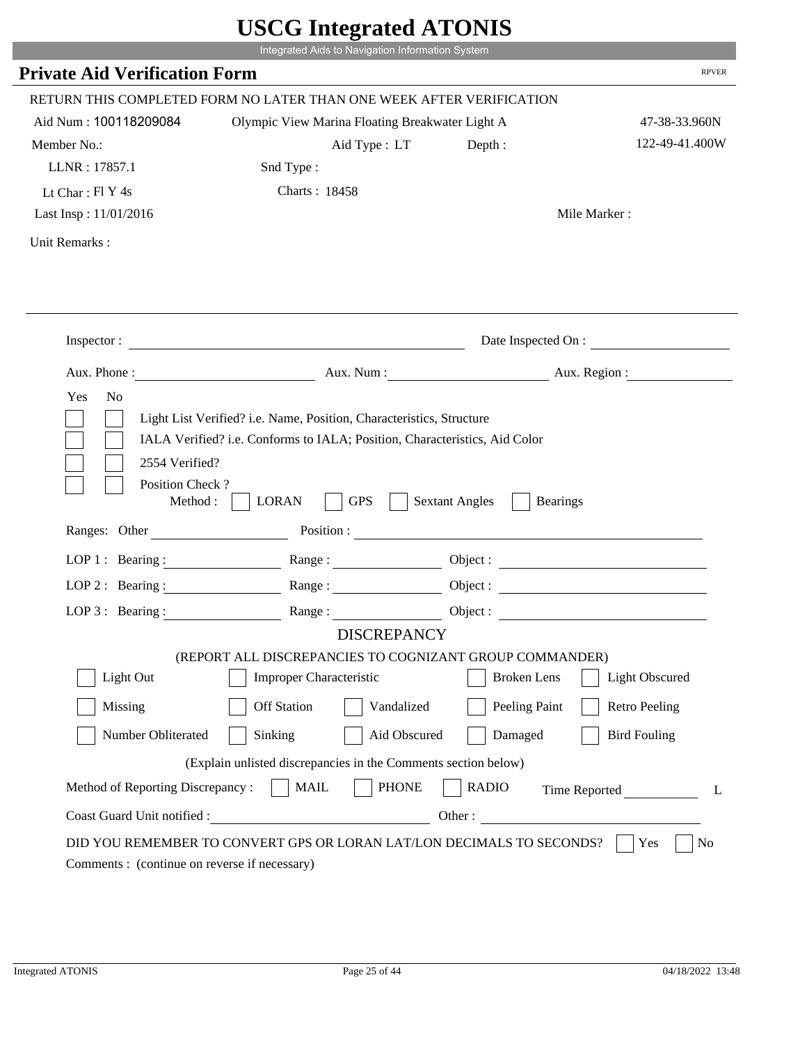# USCG Integrated ATONIS

Integrated Aids to Navigation Information System

## Private Aid Verification Form

RPVER

RETURN THIS COMPLETED FORM NO LATER THAN ONE WEEK AFTER VERIFICATION

Aid Num : 100118209084 &nbsp;&nbsp;&nbsp; Olympic View Marina Floating Breakwater Light A &nbsp;&nbsp;&nbsp; 47-38-33.960N

Member No.: &nbsp;&nbsp;&nbsp; Aid Type : LT &nbsp;&nbsp;&nbsp; Depth : &nbsp;&nbsp;&nbsp; 122-49-41.400W

LLNR : 17857.1 &nbsp;&nbsp;&nbsp; Snd Type :

Lt Char : Fl Y 4s &nbsp;&nbsp;&nbsp; Charts : 18458

Last Insp : 11/01/2016 &nbsp;&nbsp;&nbsp; Mile Marker :

Unit Remarks :

Inspector : &nbsp;&nbsp;&nbsp; Date Inspected On :

Aux. Phone : &nbsp;&nbsp;&nbsp; Aux. Num : &nbsp;&nbsp;&nbsp; Aux. Region :

Yes &nbsp; No

- [ ] [ ] Light List Verified? i.e. Name, Position, Characteristics, Structure
- [ ] [ ] IALA Verified? i.e. Conforms to IALA; Position, Characteristics, Aid Color
- [ ] [ ] 2554 Verified?
- [ ] [ ] Position Check ?

Method : [ ] LORAN [ ] GPS [ ] Sextant Angles [ ] Bearings

Ranges: Other &nbsp;&nbsp;&nbsp; Position :

LOP 1 : Bearing : &nbsp;&nbsp;&nbsp; Range : &nbsp;&nbsp;&nbsp; Object :

LOP 2 : Bearing : &nbsp;&nbsp;&nbsp; Range : &nbsp;&nbsp;&nbsp; Object :

LOP 3 : Bearing : &nbsp;&nbsp;&nbsp; Range : &nbsp;&nbsp;&nbsp; Object :

### DISCREPANCY

(REPORT ALL DISCREPANCIES TO COGNIZANT GROUP COMMANDER)

- [ ] Light Out &nbsp; [ ] Improper Characteristic &nbsp; [ ] Broken Lens &nbsp; [ ] Light Obscured
- [ ] Missing &nbsp; [ ] Off Station &nbsp; [ ] Vandalized &nbsp; [ ] Peeling Paint &nbsp; [ ] Retro Peeling
- [ ] Number Obliterated &nbsp; [ ] Sinking &nbsp; [ ] Aid Obscured &nbsp; [ ] Damaged &nbsp; [ ] Bird Fouling

(Explain unlisted discrepancies in the Comments section below)

Method of Reporting Discrepancy : [ ] MAIL [ ] PHONE [ ] RADIO &nbsp;&nbsp;&nbsp; Time Reported &nbsp;&nbsp;&nbsp; L

Coast Guard Unit notified : &nbsp;&nbsp;&nbsp; Other :

DID YOU REMEMBER TO CONVERT GPS OR LORAN LAT/LON DECIMALS TO SECONDS? [ ] Yes [ ] No

Comments : (continue on reverse if necessary)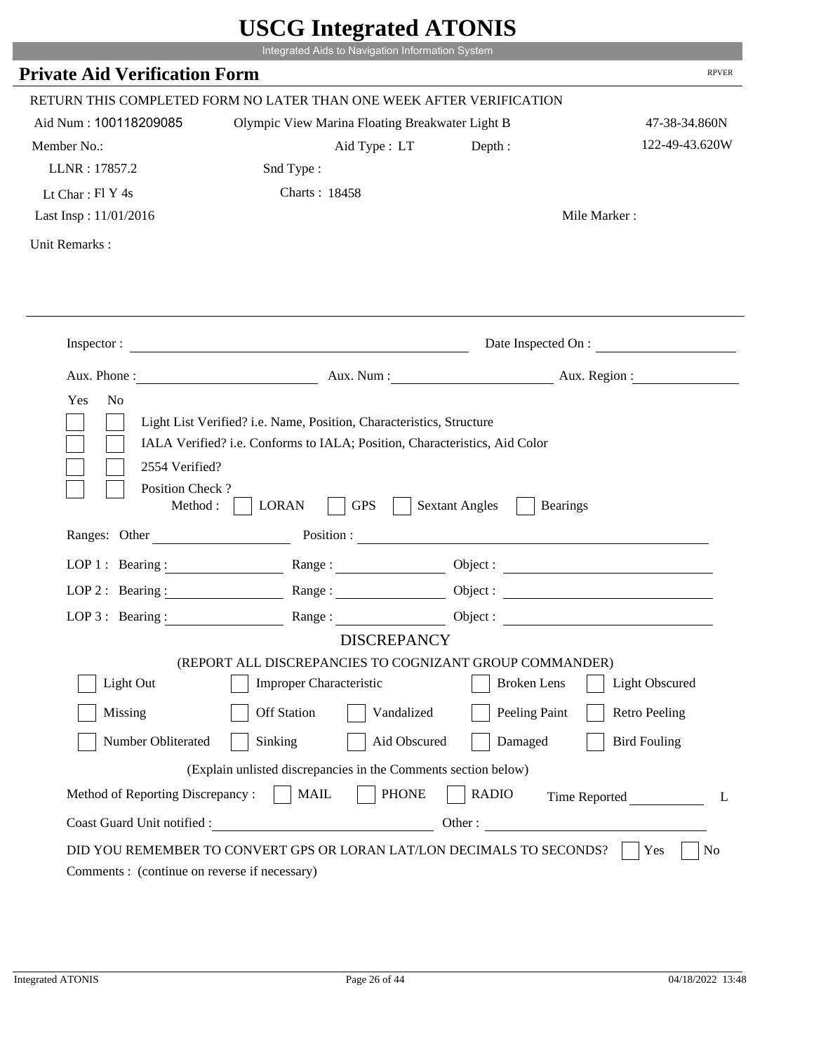# USCG Integrated ATONIS

Integrated Aids to Navigation Information System

## Private Aid Verification Form

RPVER

RETURN THIS COMPLETED FORM NO LATER THAN ONE WEEK AFTER VERIFICATION

Aid Num : 100118209085 &nbsp;&nbsp;&nbsp; Olympic View Marina Floating Breakwater Light B &nbsp;&nbsp;&nbsp; 47-38-34.860N

Member No.: &nbsp;&nbsp;&nbsp; Aid Type : LT &nbsp;&nbsp;&nbsp; Depth : &nbsp;&nbsp;&nbsp; 122-49-43.620W

LLNR : 17857.2 &nbsp;&nbsp;&nbsp; Snd Type :

Lt Char : Fl Y 4s &nbsp;&nbsp;&nbsp; Charts : 18458

Last Insp : 11/01/2016 &nbsp;&nbsp;&nbsp; Mile Marker :

Unit Remarks :

Inspector : ______________________ Date Inspected On : ______________

Aux. Phone : ______________ Aux. Num : ______________ Aux. Region : ______________

Yes No

- [ ] [ ] Light List Verified? i.e. Name, Position, Characteristics, Structure
- [ ] [ ] IALA Verified? i.e. Conforms to IALA; Position, Characteristics, Aid Color
- [ ] [ ] 2554 Verified?
- [ ] [ ] Position Check ?

Method : [ ] LORAN [ ] GPS [ ] Sextant Angles [ ] Bearings

Ranges: Other ______________ Position : ______________________

LOP 1 : Bearing : ______________ Range : ______________ Object : ______________

LOP 2 : Bearing : ______________ Range : ______________ Object : ______________

LOP 3 : Bearing : ______________ Range : ______________ Object : ______________

### DISCREPANCY

(REPORT ALL DISCREPANCIES TO COGNIZANT GROUP COMMANDER)

- [ ] Light Out
- [ ] Improper Characteristic
- [ ] Broken Lens
- [ ] Light Obscured
- [ ] Missing
- [ ] Off Station
- [ ] Vandalized
- [ ] Peeling Paint
- [ ] Retro Peeling
- [ ] Number Obliterated
- [ ] Sinking
- [ ] Aid Obscured
- [ ] Damaged
- [ ] Bird Fouling

(Explain unlisted discrepancies in the Comments section below)

Method of Reporting Discrepancy : [ ] MAIL [ ] PHONE [ ] RADIO &nbsp;&nbsp;&nbsp; Time Reported ______ L

Coast Guard Unit notified : ______________________ Other : ______________________

DID YOU REMEMBER TO CONVERT GPS OR LORAN LAT/LON DECIMALS TO SECONDS? [ ] Yes [ ] No

Comments : (continue on reverse if necessary)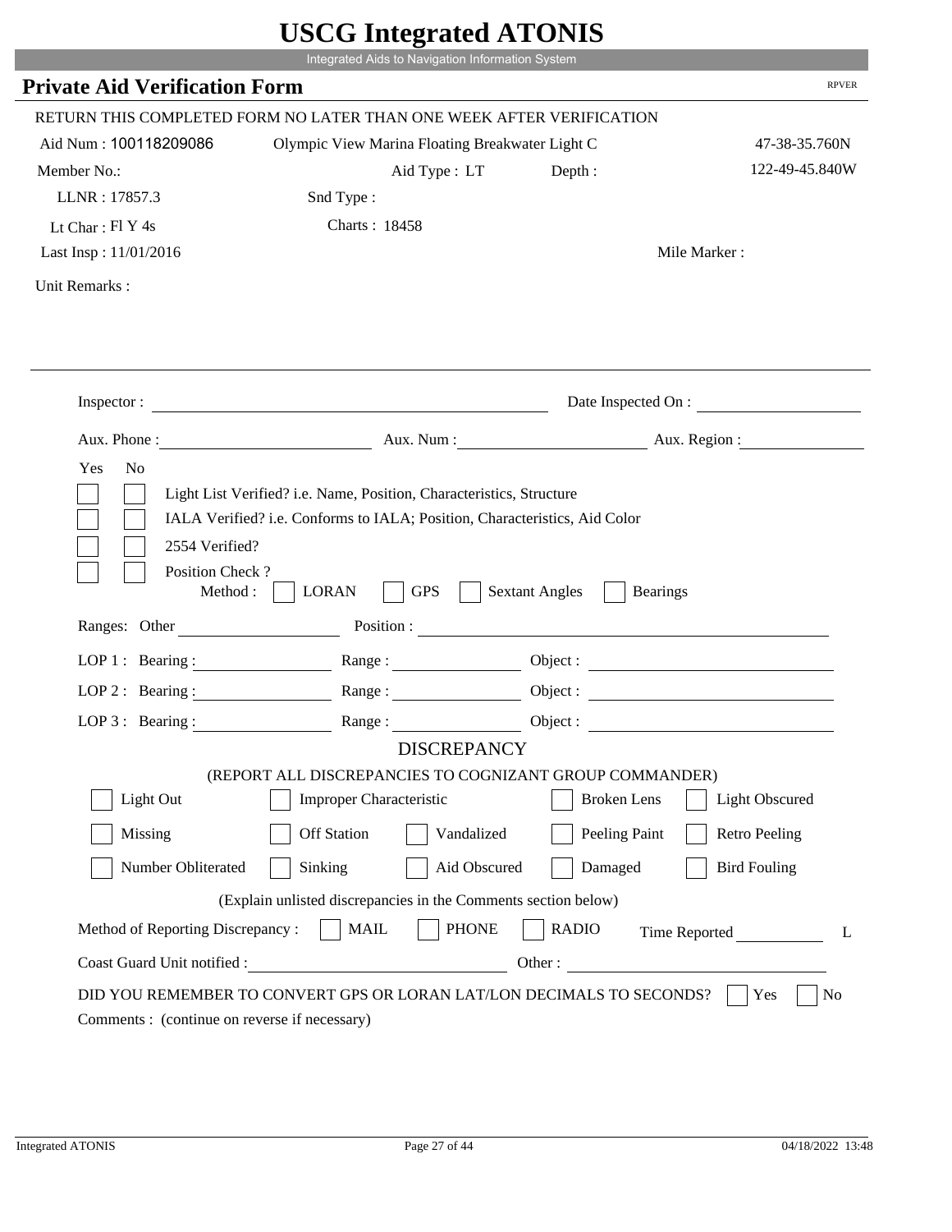# USCG Integrated ATONIS

Integrated Aids to Navigation Information System

## Private Aid Verification Form

RPVER

RETURN THIS COMPLETED FORM NO LATER THAN ONE WEEK AFTER VERIFICATION

Aid Num : 100118209086 Olympic View Marina Floating Breakwater Light C 47-38-35.760N

Member No.: Aid Type : LT Depth : 122-49-45.840W

LLNR : 17857.3 Snd Type :

Lt Char : Fl Y 4s Charts : 18458

Last Insp : 11/01/2016 Mile Marker :

Unit Remarks :

Inspector : Date Inspected On :

Aux. Phone : Aux. Num : Aux. Region :

Yes No

- [ ] [ ] Light List Verified? i.e. Name, Position, Characteristics, Structure
- [ ] [ ] IALA Verified? i.e. Conforms to IALA; Position, Characteristics, Aid Color
- [ ] [ ] 2554 Verified?
- [ ] [ ] Position Check ?

Method : [ ] LORAN [ ] GPS [ ] Sextant Angles [ ] Bearings

Ranges: Other Position :

LOP 1 : Bearing : Range : Object :

LOP 2 : Bearing : Range : Object :

LOP 3 : Bearing : Range : Object :

### DISCREPANCY

(REPORT ALL DISCREPANCIES TO COGNIZANT GROUP COMMANDER)

- [ ] Light Out
- [ ] Improper Characteristic
- [ ] Broken Lens
- [ ] Light Obscured
- [ ] Missing
- [ ] Off Station
- [ ] Vandalized
- [ ] Peeling Paint
- [ ] Retro Peeling
- [ ] Number Obliterated
- [ ] Sinking
- [ ] Aid Obscured
- [ ] Damaged
- [ ] Bird Fouling

(Explain unlisted discrepancies in the Comments section below)

Method of Reporting Discrepancy : [ ] MAIL [ ] PHONE [ ] RADIO Time Reported L

Coast Guard Unit notified : Other :

DID YOU REMEMBER TO CONVERT GPS OR LORAN LAT/LON DECIMALS TO SECONDS? [ ] Yes [ ] No

Comments : (continue on reverse if necessary)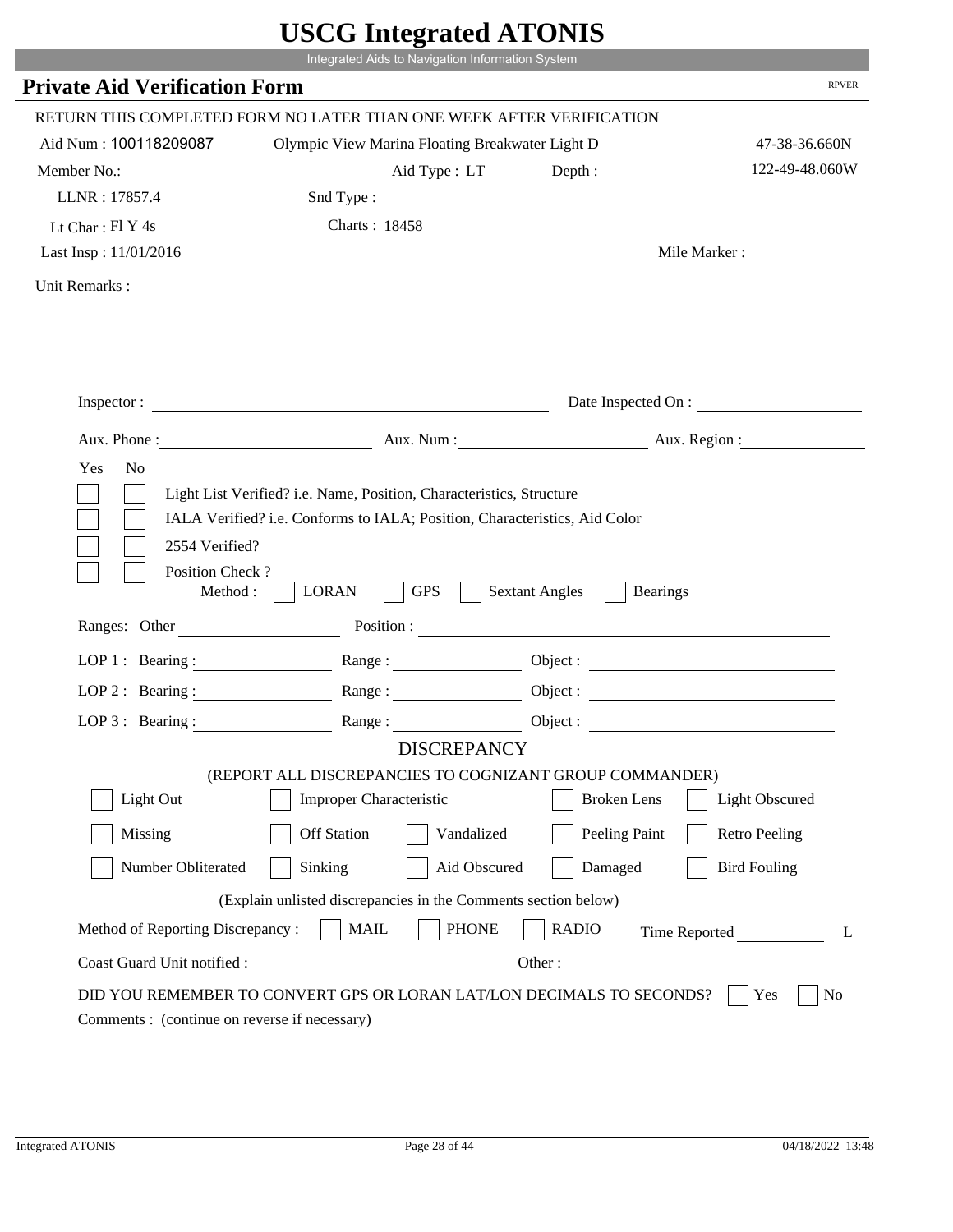# USCG Integrated ATONIS

Integrated Aids to Navigation Information System

## Private Aid Verification Form

RPVER

RETURN THIS COMPLETED FORM NO LATER THAN ONE WEEK AFTER VERIFICATION

Aid Num : 100118209087 Olympic View Marina Floating Breakwater Light D 47-38-36.660N

Member No.: Aid Type : LT Depth : 122-49-48.060W

LLNR : 17857.4 Snd Type :

Lt Char : Fl Y 4s Charts : 18458

Last Insp : 11/01/2016 Mile Marker :

Unit Remarks :

Inspector : Date Inspected On :

Aux. Phone : Aux. Num : Aux. Region :

Yes No

- Light List Verified? i.e. Name, Position, Characteristics, Structure
- IALA Verified? i.e. Conforms to IALA; Position, Characteristics, Aid Color
- 2554 Verified?
- Position Check ?

Method : LORAN GPS Sextant Angles Bearings

Ranges: Other Position :

LOP 1 : Bearing : Range : Object :

LOP 2 : Bearing : Range : Object :

LOP 3 : Bearing : Range : Object :

DISCREPANCY

(REPORT ALL DISCREPANCIES TO COGNIZANT GROUP COMMANDER)

Light Out | Improper Characteristic | Broken Lens | Light Obscured

Missing | Off Station | Vandalized | Peeling Paint | Retro Peeling

Number Obliterated | Sinking | Aid Obscured | Damaged | Bird Fouling

(Explain unlisted discrepancies in the Comments section below)

Method of Reporting Discrepancy : MAIL PHONE RADIO Time Reported L

Coast Guard Unit notified : Other :

DID YOU REMEMBER TO CONVERT GPS OR LORAN LAT/LON DECIMALS TO SECONDS? Yes No

Comments : (continue on reverse if necessary)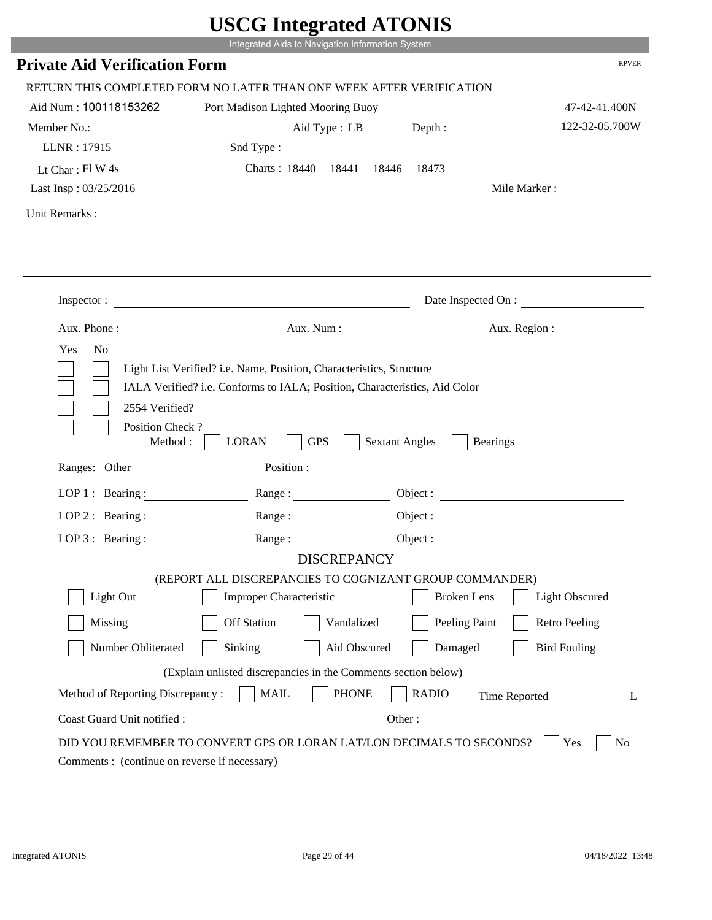# USCG Integrated ATONIS

Integrated Aids to Navigation Information System

## Private Aid Verification Form

RPVER

RETURN THIS COMPLETED FORM NO LATER THAN ONE WEEK AFTER VERIFICATION

Aid Num : 100118153262 Port Madison Lighted Mooring Buoy 47-42-41.400N

Member No.: Aid Type : LB Depth : 122-32-05.700W

LLNR : 17915 Snd Type :

Lt Char : Fl W 4s Charts : 18440 18441 18446 18473

Last Insp : 03/25/2016 Mile Marker :

Unit Remarks :

---

Inspector : ______________________ Date Inspected On : ______________

Aux. Phone : ______________ Aux. Num : ______________ Aux. Region : ______________

Yes No

- [ ] [ ] Light List Verified? i.e. Name, Position, Characteristics, Structure
- [ ] [ ] IALA Verified? i.e. Conforms to IALA; Position, Characteristics, Aid Color
- [ ] [ ] 2554 Verified?
- [ ] [ ] Position Check ?

Method : [ ] LORAN [ ] GPS [ ] Sextant Angles [ ] Bearings

Ranges: Other ______________ Position : ______________________

LOP 1 : Bearing : ______________ Range : ______________ Object : ______________

LOP 2 : Bearing : ______________ Range : ______________ Object : ______________

LOP 3 : Bearing : ______________ Range : ______________ Object : ______________

### DISCREPANCY

(REPORT ALL DISCREPANCIES TO COGNIZANT GROUP COMMANDER)

- [ ] Light Out
- [ ] Improper Characteristic
- [ ] Broken Lens
- [ ] Light Obscured
- [ ] Missing
- [ ] Off Station
- [ ] Vandalized
- [ ] Peeling Paint
- [ ] Retro Peeling
- [ ] Number Obliterated
- [ ] Sinking
- [ ] Aid Obscured
- [ ] Damaged
- [ ] Bird Fouling

(Explain unlisted discrepancies in the Comments section below)

Method of Reporting Discrepancy : [ ] MAIL [ ] PHONE [ ] RADIO Time Reported ______ L

Coast Guard Unit notified : ______________________ Other : ______________________

DID YOU REMEMBER TO CONVERT GPS OR LORAN LAT/LON DECIMALS TO SECONDS? [ ] Yes [ ] No

Comments : (continue on reverse if necessary)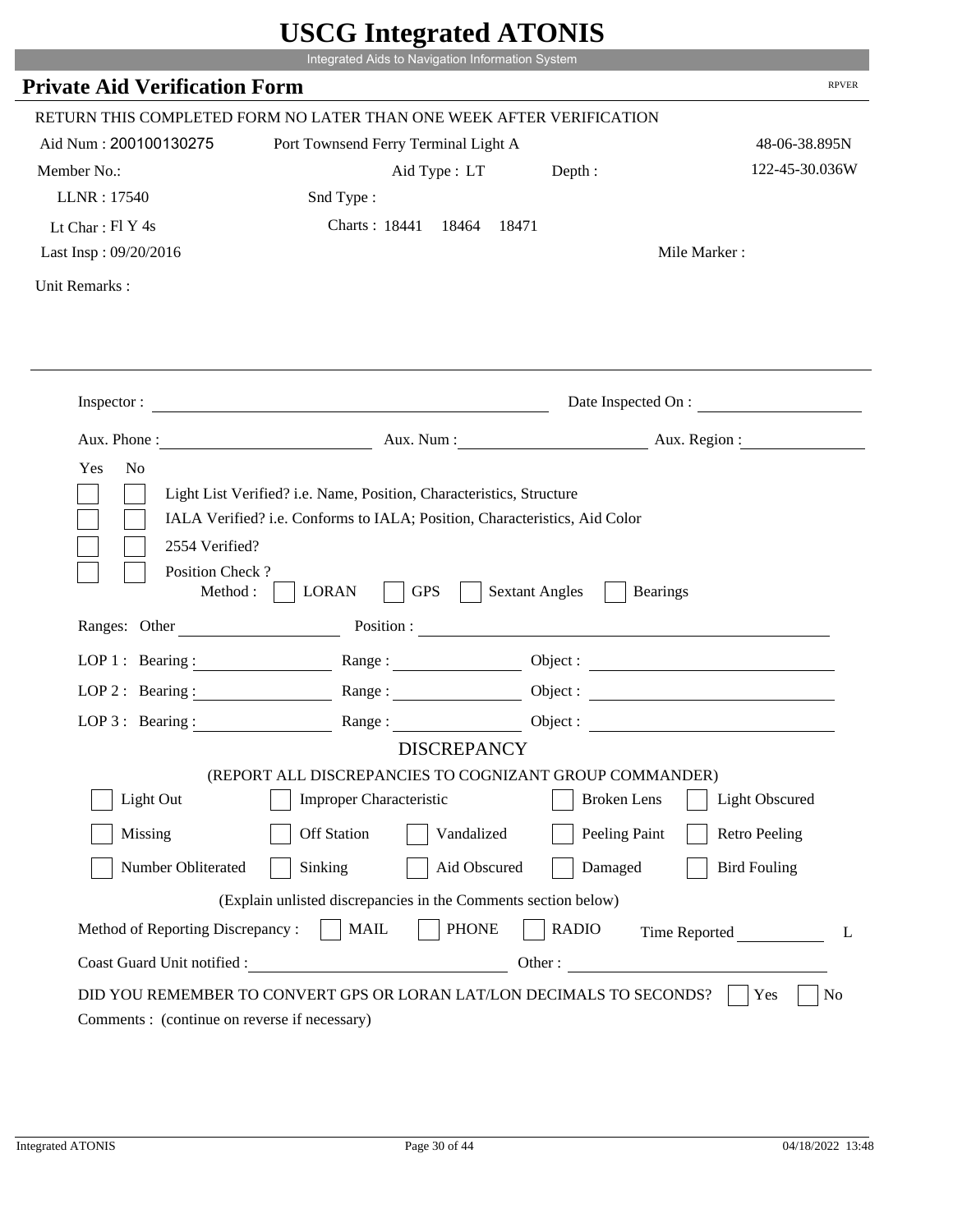# USCG Integrated ATONIS

Integrated Aids to Navigation Information System

## Private Aid Verification Form

RPVER

RETURN THIS COMPLETED FORM NO LATER THAN ONE WEEK AFTER VERIFICATION

Aid Num : 200100130275 &nbsp;&nbsp; Port Townsend Ferry Terminal Light A &nbsp;&nbsp; 48-06-38.895N

Member No.: &nbsp;&nbsp; Aid Type : LT &nbsp;&nbsp; Depth : &nbsp;&nbsp; 122-45-30.036W

LLNR : 17540 &nbsp;&nbsp; Snd Type :

Lt Char : Fl Y 4s &nbsp;&nbsp; Charts : 18441 18464 18471

Last Insp : 09/20/2016 &nbsp;&nbsp; Mile Marker :

Unit Remarks :

Inspector : ______________________ Date Inspected On : ______________

Aux. Phone : ______________ Aux. Num : ______________ Aux. Region : ______________

Yes No

- [ ] [ ] Light List Verified? i.e. Name, Position, Characteristics, Structure
- [ ] [ ] IALA Verified? i.e. Conforms to IALA; Position, Characteristics, Aid Color
- [ ] [ ] 2554 Verified?
- [ ] [ ] Position Check ?

Method : [ ] LORAN [ ] GPS [ ] Sextant Angles [ ] Bearings

Ranges: Other ______________ Position : ______________________

LOP 1 : Bearing : ______________ Range : ______________ Object : ______________

LOP 2 : Bearing : ______________ Range : ______________ Object : ______________

LOP 3 : Bearing : ______________ Range : ______________ Object : ______________

### DISCREPANCY

(REPORT ALL DISCREPANCIES TO COGNIZANT GROUP COMMANDER)

- [ ] Light Out
- [ ] Improper Characteristic
- [ ] Broken Lens
- [ ] Light Obscured
- [ ] Missing
- [ ] Off Station
- [ ] Vandalized
- [ ] Peeling Paint
- [ ] Retro Peeling
- [ ] Number Obliterated
- [ ] Sinking
- [ ] Aid Obscured
- [ ] Damaged
- [ ] Bird Fouling

(Explain unlisted discrepancies in the Comments section below)

Method of Reporting Discrepancy : [ ] MAIL [ ] PHONE [ ] RADIO &nbsp;&nbsp; Time Reported __________ L

Coast Guard Unit notified : ______________________ Other : ______________________

DID YOU REMEMBER TO CONVERT GPS OR LORAN LAT/LON DECIMALS TO SECONDS? [ ] Yes [ ] No

Comments : (continue on reverse if necessary)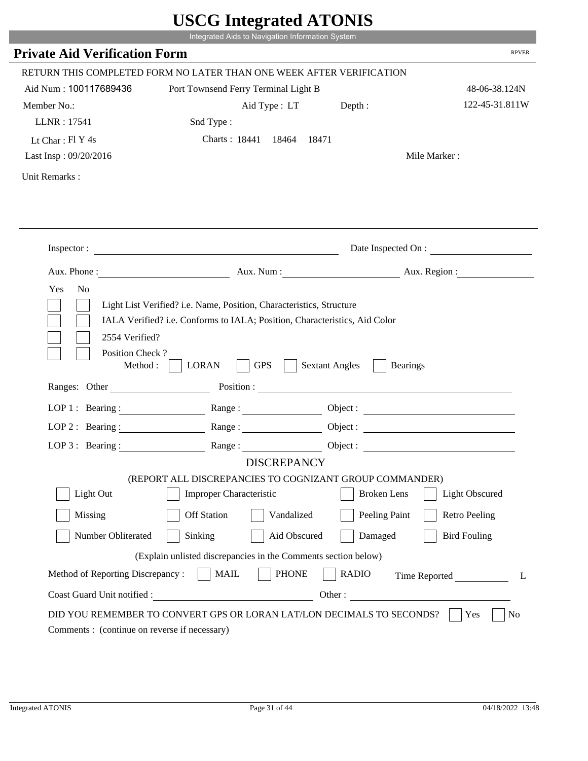# USCG Integrated ATONIS

Integrated Aids to Navigation Information System

## Private Aid Verification Form

RPVER

RETURN THIS COMPLETED FORM NO LATER THAN ONE WEEK AFTER VERIFICATION

Aid Num : 100117689436 &nbsp;&nbsp; Port Townsend Ferry Terminal Light B &nbsp;&nbsp; 48-06-38.124N

Member No.: &nbsp;&nbsp; Aid Type : LT &nbsp;&nbsp; Depth : &nbsp;&nbsp; 122-45-31.811W

LLNR : 17541 &nbsp;&nbsp; Snd Type :

Lt Char : Fl Y 4s &nbsp;&nbsp; Charts : 18441 18464 18471

Last Insp : 09/20/2016 &nbsp;&nbsp; Mile Marker :

Unit Remarks :

---

Inspector : ______________________ Date Inspected On : ______________

Aux. Phone : ______________ Aux. Num : ______________ Aux. Region : ______________

Yes No

- [ ] [ ] Light List Verified? i.e. Name, Position, Characteristics, Structure
- [ ] [ ] IALA Verified? i.e. Conforms to IALA; Position, Characteristics, Aid Color
- [ ] [ ] 2554 Verified?
- [ ] [ ] Position Check ?

Method : [ ] LORAN [ ] GPS [ ] Sextant Angles [ ] Bearings

Ranges: Other ______________ Position : ______________________

LOP 1 : Bearing : ______________ Range : ______________ Object : ______________

LOP 2 : Bearing : ______________ Range : ______________ Object : ______________

LOP 3 : Bearing : ______________ Range : ______________ Object : ______________

### DISCREPANCY

(REPORT ALL DISCREPANCIES TO COGNIZANT GROUP COMMANDER)

- [ ] Light Out
- [ ] Improper Characteristic
- [ ] Broken Lens
- [ ] Light Obscured
- [ ] Missing
- [ ] Off Station
- [ ] Vandalized
- [ ] Peeling Paint
- [ ] Retro Peeling
- [ ] Number Obliterated
- [ ] Sinking
- [ ] Aid Obscured
- [ ] Damaged
- [ ] Bird Fouling

(Explain unlisted discrepancies in the Comments section below)

Method of Reporting Discrepancy : [ ] MAIL [ ] PHONE [ ] RADIO &nbsp;&nbsp; Time Reported __________ L

Coast Guard Unit notified : ______________________ Other : ______________________

DID YOU REMEMBER TO CONVERT GPS OR LORAN LAT/LON DECIMALS TO SECONDS? [ ] Yes [ ] No

Comments : (continue on reverse if necessary)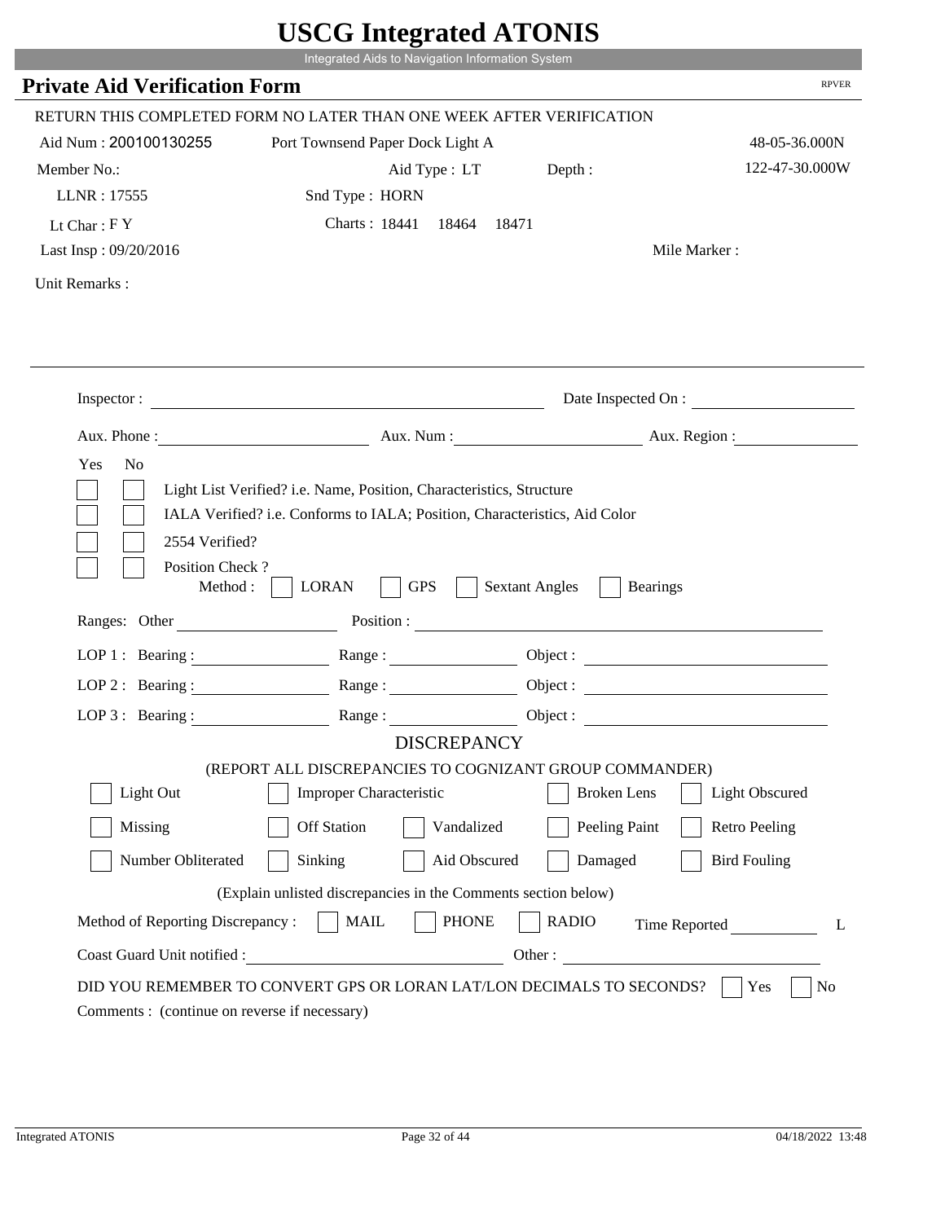# USCG Integrated ATONIS

Integrated Aids to Navigation Information System

## Private Aid Verification Form

RPVER

RETURN THIS COMPLETED FORM NO LATER THAN ONE WEEK AFTER VERIFICATION

Aid Num : 200100130255 | Port Townsend Paper Dock Light A | 48-05-36.000N

Member No.: | Aid Type : LT | Depth : | 122-47-30.000W

LLNR : 17555 | Snd Type : HORN

Lt Char : F Y | Charts : 18441 18464 18471

Last Insp : 09/20/2016 | Mile Marker :

Unit Remarks :

---

Inspector : ________________ Date Inspected On : ________________

Aux. Phone : ________________ Aux. Num : ________________ Aux. Region : ________________

Yes No

- [ ] [ ] Light List Verified? i.e. Name, Position, Characteristics, Structure
- [ ] [ ] IALA Verified? i.e. Conforms to IALA; Position, Characteristics, Aid Color
- [ ] [ ] 2554 Verified?
- [ ] [ ] Position Check ?

Method : [ ] LORAN [ ] GPS [ ] Sextant Angles [ ] Bearings

Ranges: Other ________________ Position : ________________

LOP 1 : Bearing : ________ Range : ________ Object : ________

LOP 2 : Bearing : ________ Range : ________ Object : ________

LOP 3 : Bearing : ________ Range : ________ Object : ________

### DISCREPANCY

(REPORT ALL DISCREPANCIES TO COGNIZANT GROUP COMMANDER)

- [ ] Light Out
- [ ] Improper Characteristic
- [ ] Broken Lens
- [ ] Light Obscured
- [ ] Missing
- [ ] Off Station
- [ ] Vandalized
- [ ] Peeling Paint
- [ ] Retro Peeling
- [ ] Number Obliterated
- [ ] Sinking
- [ ] Aid Obscured
- [ ] Damaged
- [ ] Bird Fouling

(Explain unlisted discrepancies in the Comments section below)

Method of Reporting Discrepancy : [ ] MAIL [ ] PHONE [ ] RADIO Time Reported ________ L

Coast Guard Unit notified : ________________ Other : ________________

DID YOU REMEMBER TO CONVERT GPS OR LORAN LAT/LON DECIMALS TO SECONDS? [ ] Yes [ ] No

Comments : (continue on reverse if necessary)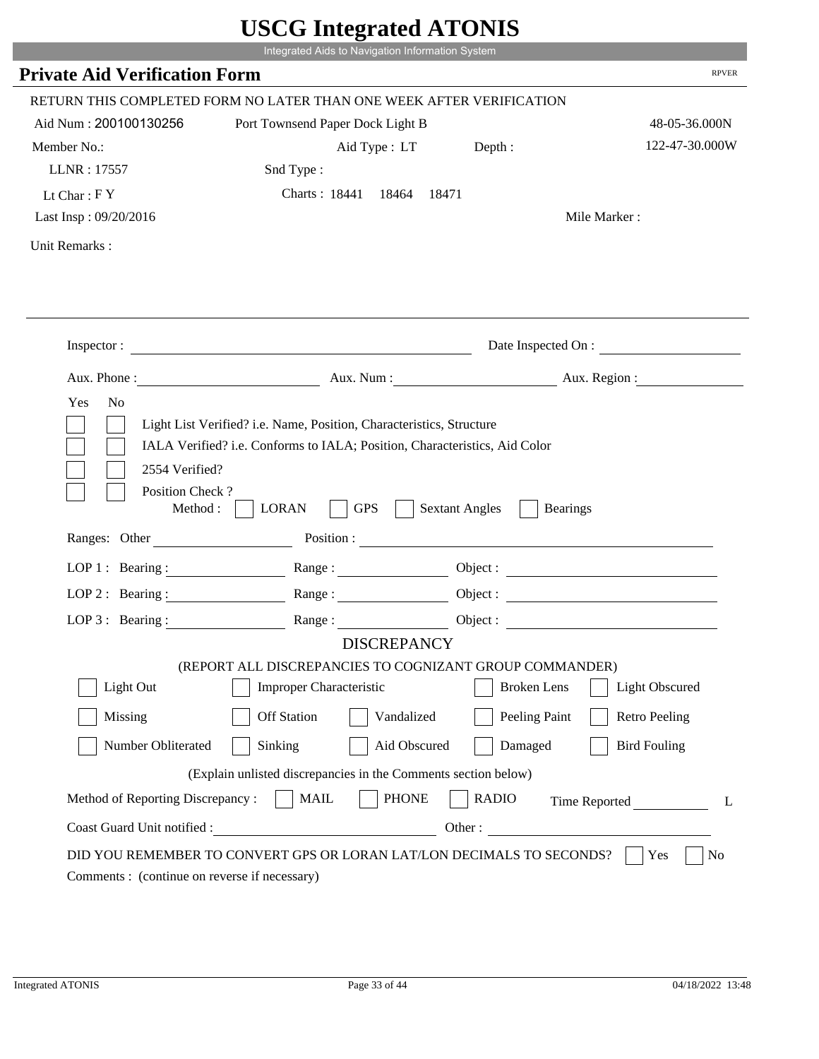# USCG Integrated ATONIS

Integrated Aids to Navigation Information System

## Private Aid Verification Form

RPVER

RETURN THIS COMPLETED FORM NO LATER THAN ONE WEEK AFTER VERIFICATION

Aid Num : 200100130256 Port Townsend Paper Dock Light B 48-05-36.000N

Member No.: Aid Type : LT Depth : 122-47-30.000W

LLNR : 17557 Snd Type :

Lt Char : F Y Charts : 18441 18464 18471

Last Insp : 09/20/2016 Mile Marker :

Unit Remarks :

Inspector : Date Inspected On :

Aux. Phone : Aux. Num : Aux. Region :

Yes No

- [ ] [ ] Light List Verified? i.e. Name, Position, Characteristics, Structure
- [ ] [ ] IALA Verified? i.e. Conforms to IALA; Position, Characteristics, Aid Color
- [ ] [ ] 2554 Verified?
- [ ] [ ] Position Check ?

Method : [ ] LORAN [ ] GPS [ ] Sextant Angles [ ] Bearings

Ranges: Other Position :

LOP 1 : Bearing : Range : Object :

LOP 2 : Bearing : Range : Object :

LOP 3 : Bearing : Range : Object :

### DISCREPANCY

(REPORT ALL DISCREPANCIES TO COGNIZANT GROUP COMMANDER)

- [ ] Light Out
- [ ] Improper Characteristic
- [ ] Broken Lens
- [ ] Light Obscured
- [ ] Missing
- [ ] Off Station
- [ ] Vandalized
- [ ] Peeling Paint
- [ ] Retro Peeling
- [ ] Number Obliterated
- [ ] Sinking
- [ ] Aid Obscured
- [ ] Damaged
- [ ] Bird Fouling

(Explain unlisted discrepancies in the Comments section below)

Method of Reporting Discrepancy : [ ] MAIL [ ] PHONE [ ] RADIO Time Reported L

Coast Guard Unit notified : Other :

DID YOU REMEMBER TO CONVERT GPS OR LORAN LAT/LON DECIMALS TO SECONDS? [ ] Yes [ ] No

Comments : (continue on reverse if necessary)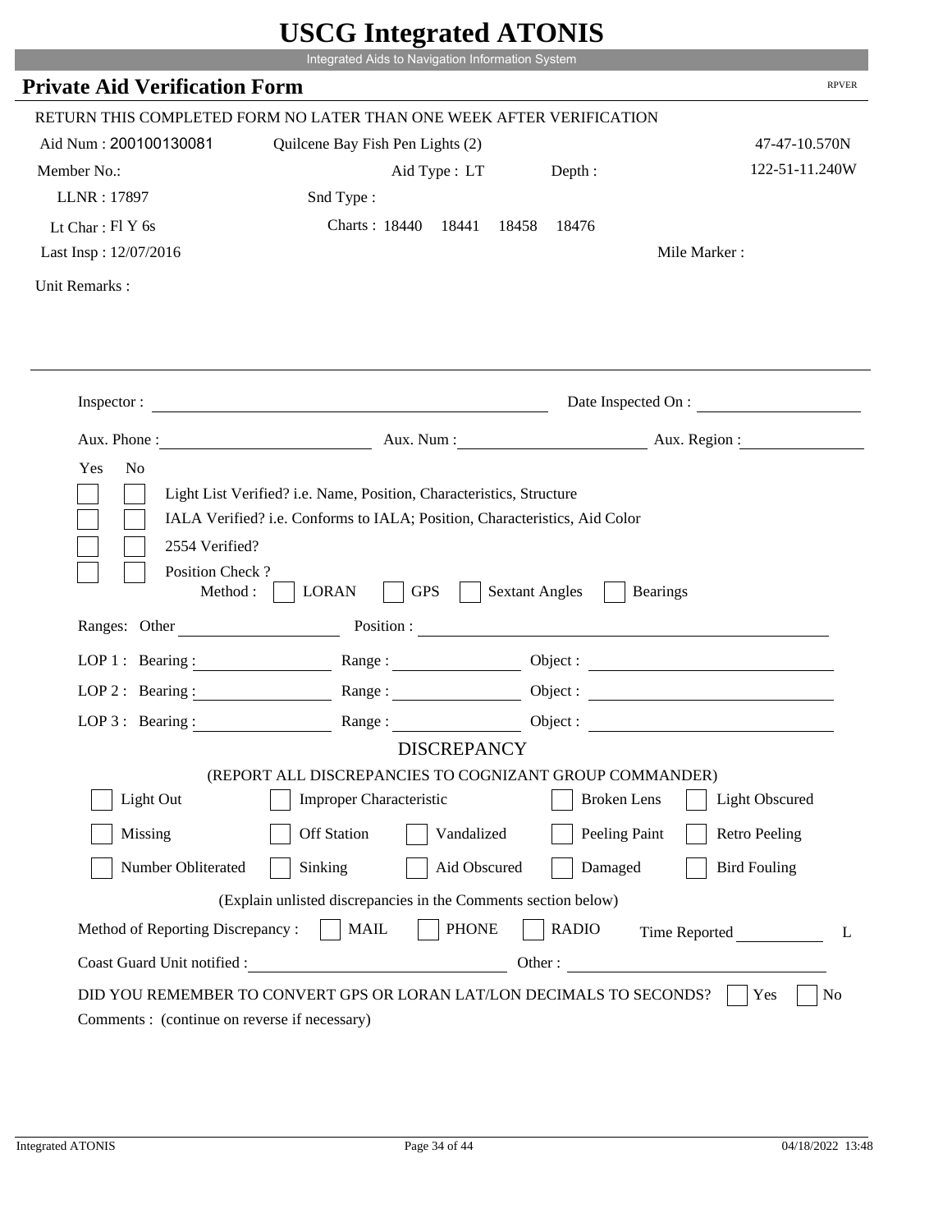# USCG Integrated ATONIS

Integrated Aids to Navigation Information System

## Private Aid Verification Form

RPVER

RETURN THIS COMPLETED FORM NO LATER THAN ONE WEEK AFTER VERIFICATION

Aid Num : 200100130081 Quilcene Bay Fish Pen Lights (2) 47-47-10.570N

Member No.: Aid Type : LT Depth : 122-51-11.240W

LLNR : 17897 Snd Type :

Lt Char : Fl Y 6s Charts : 18440 18441 18458 18476

Last Insp : 12/07/2016 Mile Marker :

Unit Remarks :

---

Inspector : Date Inspected On :

Aux. Phone : Aux. Num : Aux. Region :

Yes No

- [ ] [ ] Light List Verified? i.e. Name, Position, Characteristics, Structure
- [ ] [ ] IALA Verified? i.e. Conforms to IALA; Position, Characteristics, Aid Color
- [ ] [ ] 2554 Verified?
- [ ] [ ] Position Check ?

Method : [ ] LORAN [ ] GPS [ ] Sextant Angles [ ] Bearings

Ranges: Other Position :

LOP 1 : Bearing : Range : Object :

LOP 2 : Bearing : Range : Object :

LOP 3 : Bearing : Range : Object :

### DISCREPANCY

(REPORT ALL DISCREPANCIES TO COGNIZANT GROUP COMMANDER)

- [ ] Light Out
- [ ] Improper Characteristic
- [ ] Broken Lens
- [ ] Light Obscured
- [ ] Missing
- [ ] Off Station
- [ ] Vandalized
- [ ] Peeling Paint
- [ ] Retro Peeling
- [ ] Number Obliterated
- [ ] Sinking
- [ ] Aid Obscured
- [ ] Damaged
- [ ] Bird Fouling

(Explain unlisted discrepancies in the Comments section below)

Method of Reporting Discrepancy : [ ] MAIL [ ] PHONE [ ] RADIO Time Reported L

Coast Guard Unit notified : Other :

DID YOU REMEMBER TO CONVERT GPS OR LORAN LAT/LON DECIMALS TO SECONDS? [ ] Yes [ ] No

Comments : (continue on reverse if necessary)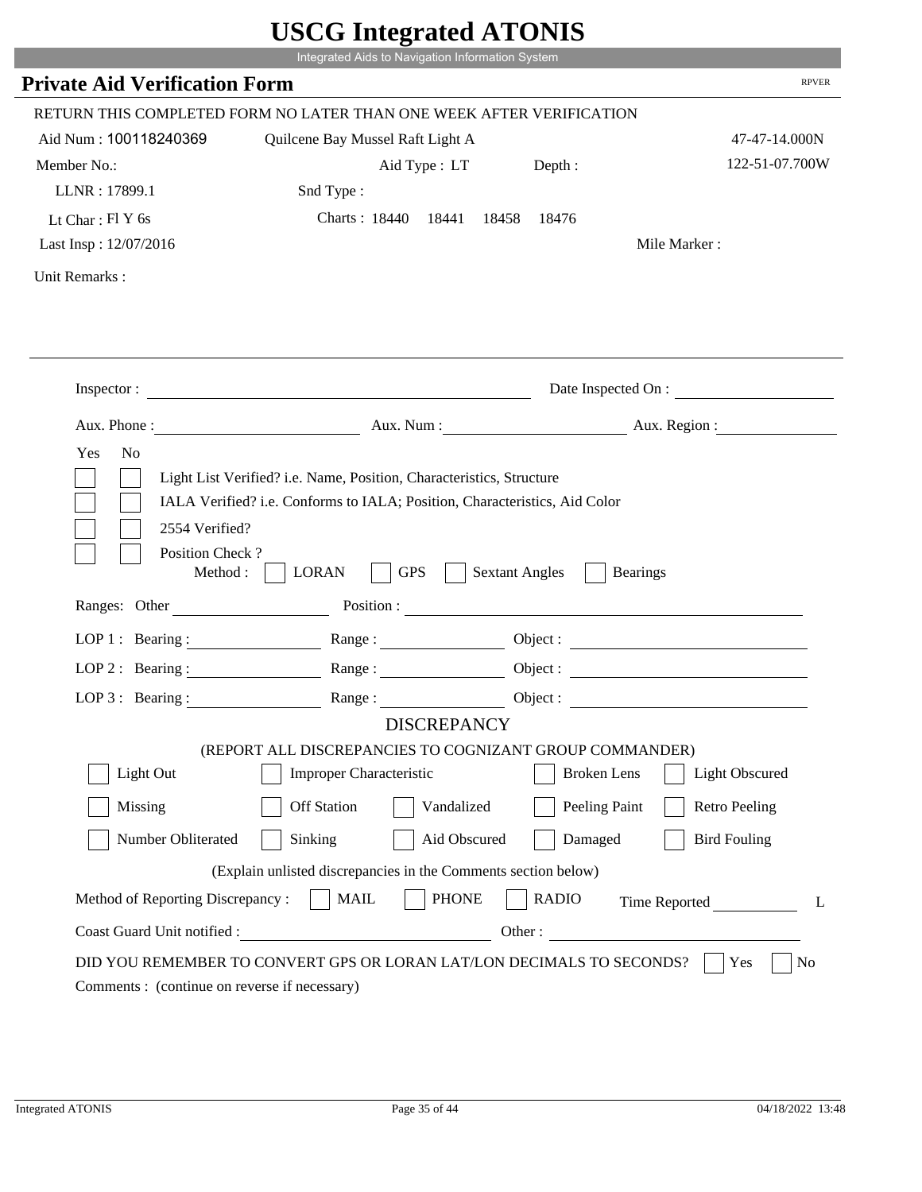# USCG Integrated ATONIS

Integrated Aids to Navigation Information System

## Private Aid Verification Form

RPVER

RETURN THIS COMPLETED FORM NO LATER THAN ONE WEEK AFTER VERIFICATION

Aid Num : 100118240369 Quilcene Bay Mussel Raft Light A 47-47-14.000N

Member No.: Aid Type : LT Depth : 122-51-07.700W

LLNR : 17899.1 Snd Type :

Lt Char : Fl Y 6s Charts : 18440 18441 18458 18476

Last Insp : 12/07/2016 Mile Marker :

Unit Remarks :

Inspector : Date Inspected On :

Aux. Phone : Aux. Num : Aux. Region :

Yes No

- Light List Verified? i.e. Name, Position, Characteristics, Structure
- IALA Verified? i.e. Conforms to IALA; Position, Characteristics, Aid Color
- 2554 Verified?
- Position Check ?

Method : LORAN GPS Sextant Angles Bearings

Ranges: Other Position :

LOP 1 : Bearing : Range : Object :

LOP 2 : Bearing : Range : Object :

LOP 3 : Bearing : Range : Object :

DISCREPANCY

(REPORT ALL DISCREPANCIES TO COGNIZANT GROUP COMMANDER)

| | | | | |
|---|---|---|---|---|
| Light Out | Improper Characteristic | | Broken Lens | Light Obscured |
| Missing | Off Station | Vandalized | Peeling Paint | Retro Peeling |
| Number Obliterated | Sinking | Aid Obscured | Damaged | Bird Fouling |

(Explain unlisted discrepancies in the Comments section below)

Method of Reporting Discrepancy : MAIL PHONE RADIO Time Reported L

Coast Guard Unit notified : Other :

DID YOU REMEMBER TO CONVERT GPS OR LORAN LAT/LON DECIMALS TO SECONDS? Yes No

Comments : (continue on reverse if necessary)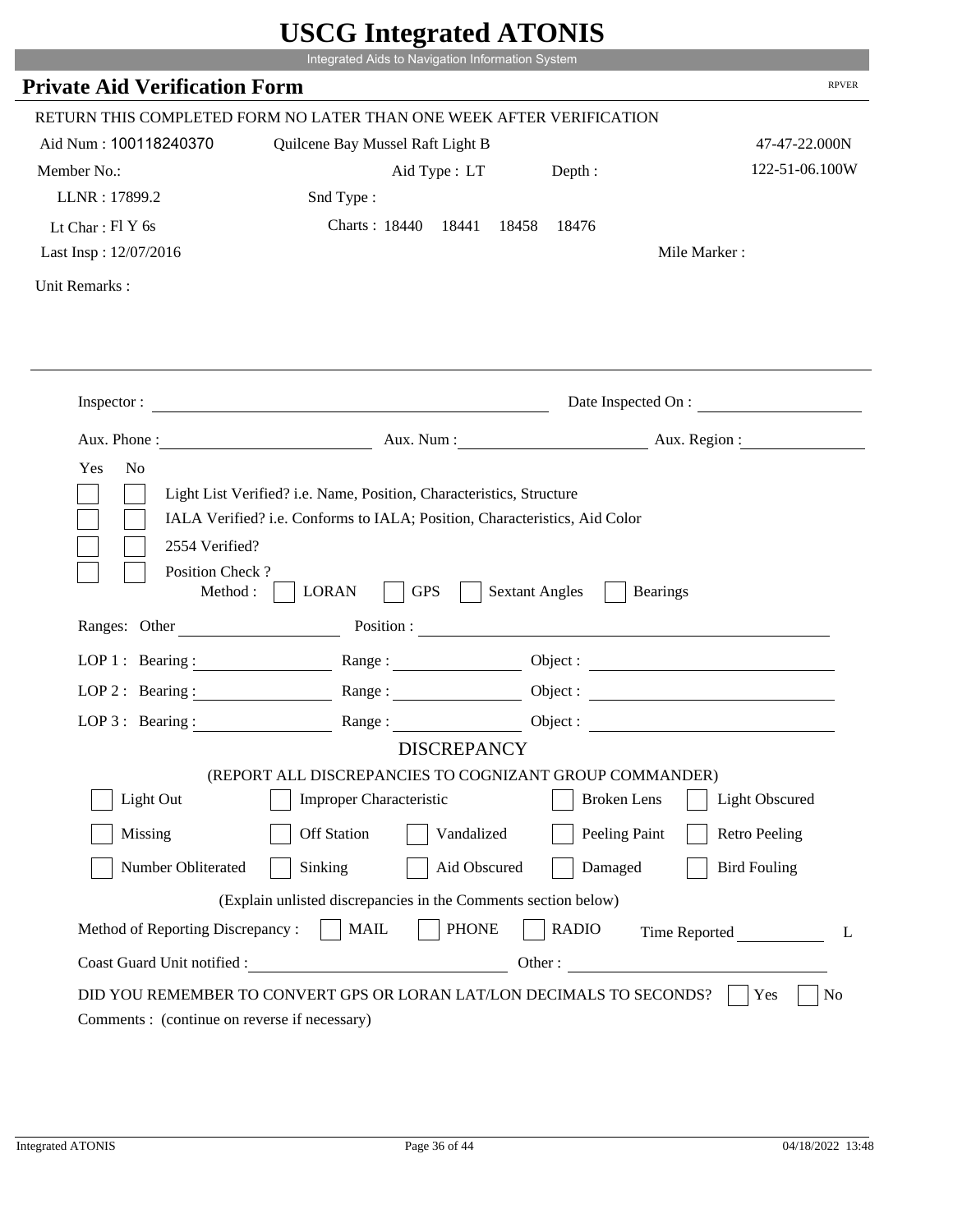# USCG Integrated ATONIS

Integrated Aids to Navigation Information System

## Private Aid Verification Form

RPVER

RETURN THIS COMPLETED FORM NO LATER THAN ONE WEEK AFTER VERIFICATION

Aid Num : 100118240370 　 Quilcene Bay Mussel Raft Light B 　 47-47-22.000N

Member No.: 　 Aid Type : LT 　 Depth : 　 122-51-06.100W

LLNR : 17899.2 　 Snd Type :

Lt Char : Fl Y 6s 　 Charts : 18440 18441 18458 18476

Last Insp : 12/07/2016 　 Mile Marker :

Unit Remarks :

Inspector : ____________________ Date Inspected On : ____________________

Aux. Phone : ____________________ Aux. Num : ____________________ Aux. Region : ____________________

Yes No

- [ ] [ ] Light List Verified? i.e. Name, Position, Characteristics, Structure
- [ ] [ ] IALA Verified? i.e. Conforms to IALA; Position, Characteristics, Aid Color
- [ ] [ ] 2554 Verified?
- [ ] [ ] Position Check ?

Method : [ ] LORAN [ ] GPS [ ] Sextant Angles [ ] Bearings

Ranges: Other ____________________ Position : ____________________

LOP 1 : Bearing : ____________ Range : ____________ Object : ____________

LOP 2 : Bearing : ____________ Range : ____________ Object : ____________

LOP 3 : Bearing : ____________ Range : ____________ Object : ____________

### DISCREPANCY

(REPORT ALL DISCREPANCIES TO COGNIZANT GROUP COMMANDER)

| | | | | |
|---|---|---|---|---|
| [ ] Light Out | [ ] Improper Characteristic | | [ ] Broken Lens | [ ] Light Obscured |
| [ ] Missing | [ ] Off Station | [ ] Vandalized | [ ] Peeling Paint | [ ] Retro Peeling |
| [ ] Number Obliterated | [ ] Sinking | [ ] Aid Obscured | [ ] Damaged | [ ] Bird Fouling |

(Explain unlisted discrepancies in the Comments section below)

Method of Reporting Discrepancy : [ ] MAIL [ ] PHONE [ ] RADIO 　 Time Reported ____________ L

Coast Guard Unit notified : ____________________ Other : ____________________

DID YOU REMEMBER TO CONVERT GPS OR LORAN LAT/LON DECIMALS TO SECONDS? [ ] Yes [ ] No

Comments : (continue on reverse if necessary)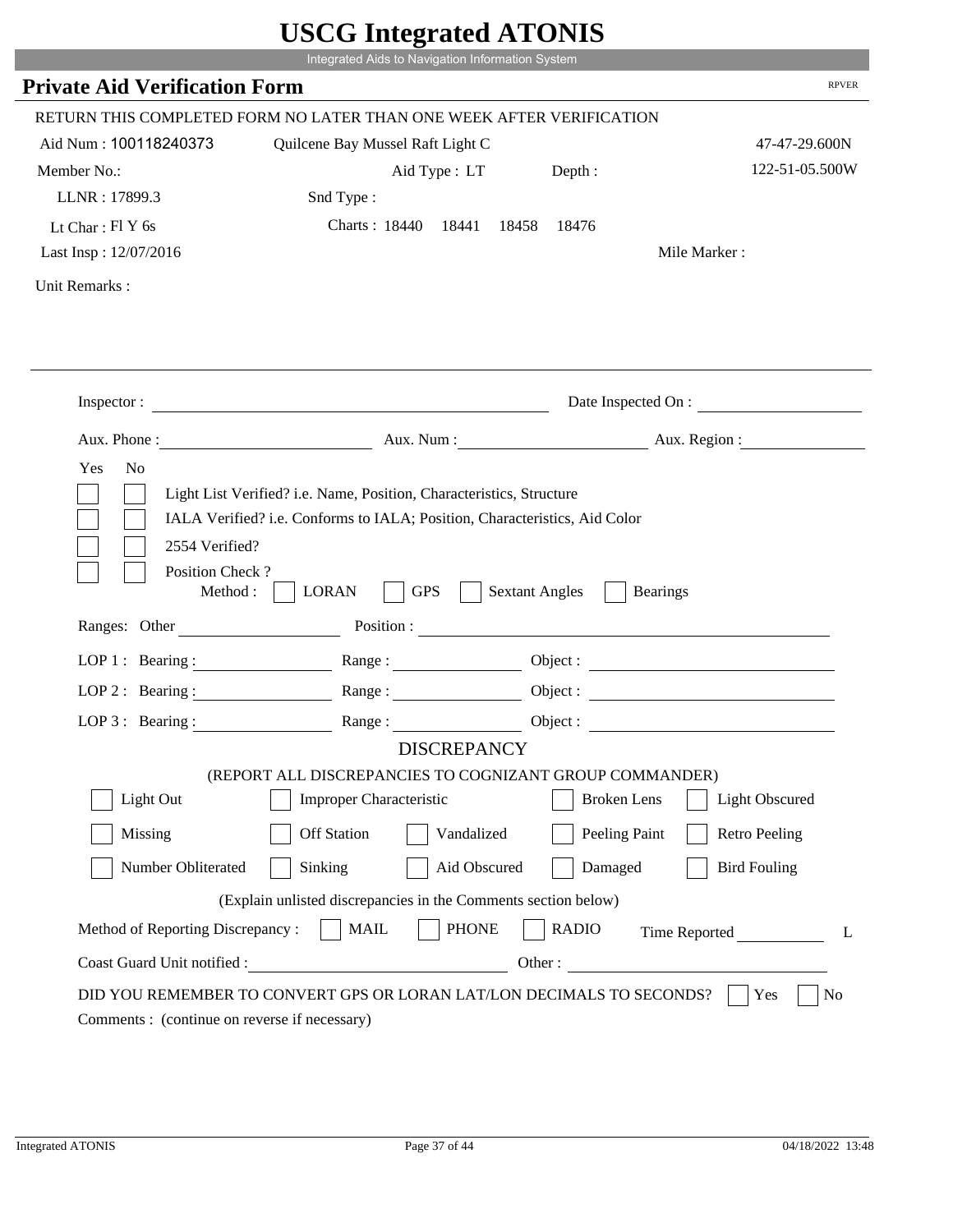# USCG Integrated ATONIS

Integrated Aids to Navigation Information System

## Private Aid Verification Form

RPVER

RETURN THIS COMPLETED FORM NO LATER THAN ONE WEEK AFTER VERIFICATION

Aid Num : 100118240373 Quilcene Bay Mussel Raft Light C 47-47-29.600N

Member No.: Aid Type : LT Depth : 122-51-05.500W

LLNR : 17899.3 Snd Type :

Lt Char : Fl Y 6s Charts : 18440 18441 18458 18476

Last Insp : 12/07/2016 Mile Marker :

Unit Remarks :

Inspector : Date Inspected On :

Aux. Phone : Aux. Num : Aux. Region :

Yes No

- [ ] [ ] Light List Verified? i.e. Name, Position, Characteristics, Structure
- [ ] [ ] IALA Verified? i.e. Conforms to IALA; Position, Characteristics, Aid Color
- [ ] [ ] 2554 Verified?
- [ ] [ ] Position Check ?

Method : [ ] LORAN [ ] GPS [ ] Sextant Angles [ ] Bearings

Ranges: Other Position :

LOP 1 : Bearing : Range : Object :

LOP 2 : Bearing : Range : Object :

LOP 3 : Bearing : Range : Object :

### DISCREPANCY

(REPORT ALL DISCREPANCIES TO COGNIZANT GROUP COMMANDER)

- [ ] Light Out
- [ ] Improper Characteristic
- [ ] Broken Lens
- [ ] Light Obscured
- [ ] Missing
- [ ] Off Station
- [ ] Vandalized
- [ ] Peeling Paint
- [ ] Retro Peeling
- [ ] Number Obliterated
- [ ] Sinking
- [ ] Aid Obscured
- [ ] Damaged
- [ ] Bird Fouling

(Explain unlisted discrepancies in the Comments section below)

Method of Reporting Discrepancy : [ ] MAIL [ ] PHONE [ ] RADIO Time Reported L

Coast Guard Unit notified : Other :

DID YOU REMEMBER TO CONVERT GPS OR LORAN LAT/LON DECIMALS TO SECONDS? [ ] Yes [ ] No

Comments : (continue on reverse if necessary)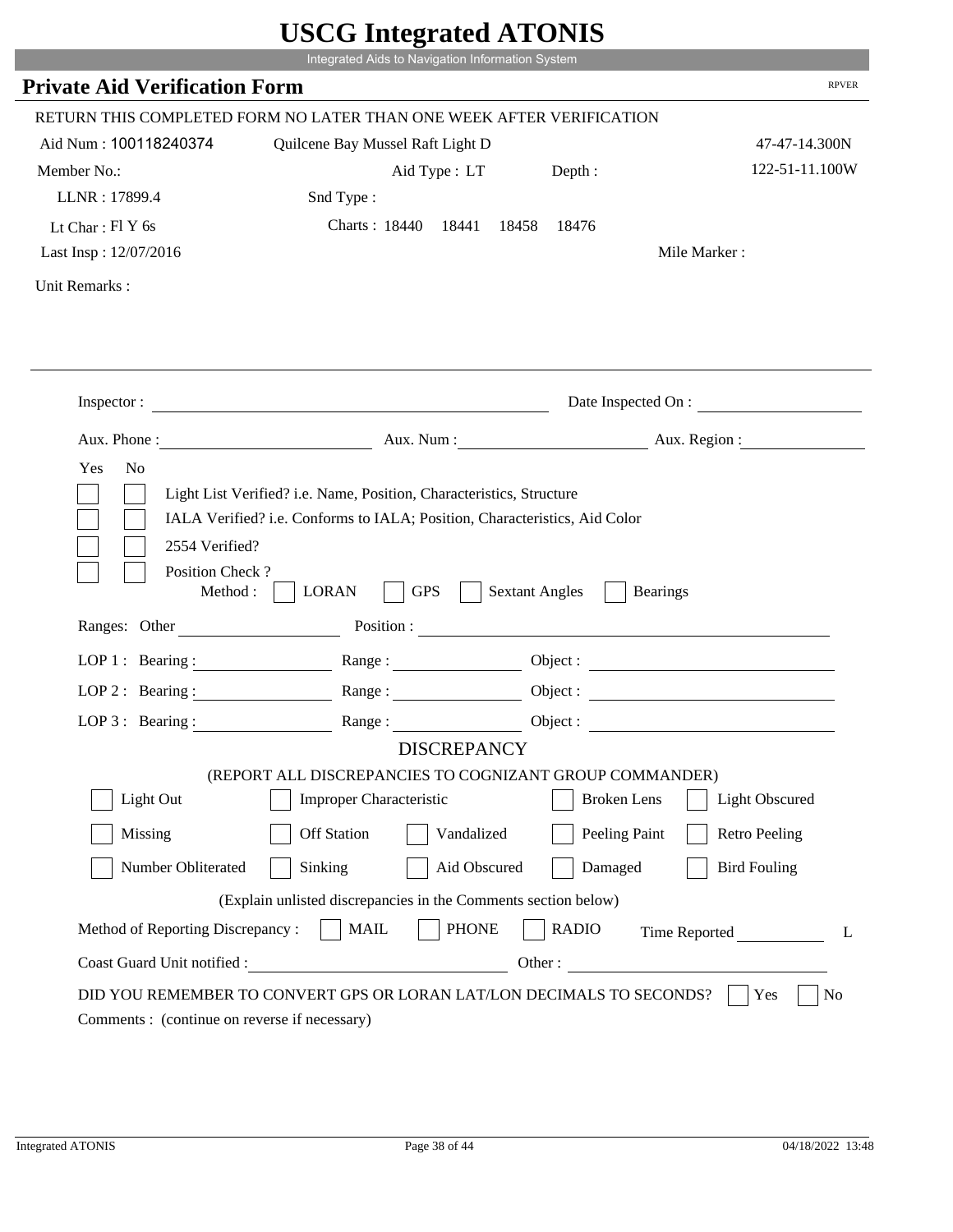# USCG Integrated ATONIS

Integrated Aids to Navigation Information System

## Private Aid Verification Form

RPVER

RETURN THIS COMPLETED FORM NO LATER THAN ONE WEEK AFTER VERIFICATION

Aid Num : 100118240374    Quilcene Bay Mussel Raft Light D    47-47-14.300N

Member No.:    Aid Type : LT    Depth :    122-51-11.100W

LLNR : 17899.4    Snd Type :

Lt Char : Fl Y 6s    Charts : 18440 18441 18458 18476

Last Insp : 12/07/2016    Mile Marker :

Unit Remarks :

Inspector : ____________________    Date Inspected On : ____________________

Aux. Phone : ____________________    Aux. Num : ____________________    Aux. Region : ____________________

Yes No

[ ] [ ] Light List Verified? i.e. Name, Position, Characteristics, Structure

[ ] [ ] IALA Verified? i.e. Conforms to IALA; Position, Characteristics, Aid Color

[ ] [ ] 2554 Verified?

[ ] [ ] Position Check ?

Method : [ ] LORAN [ ] GPS [ ] Sextant Angles [ ] Bearings

Ranges: Other ____________________    Position : ____________________

LOP 1 : Bearing : ____________    Range : ____________    Object : ____________________

LOP 2 : Bearing : ____________    Range : ____________    Object : ____________________

LOP 3 : Bearing : ____________    Range : ____________    Object : ____________________

### DISCREPANCY

(REPORT ALL DISCREPANCIES TO COGNIZANT GROUP COMMANDER)

[ ] Light Out    [ ] Improper Characteristic    [ ] Broken Lens    [ ] Light Obscured

[ ] Missing    [ ] Off Station    [ ] Vandalized    [ ] Peeling Paint    [ ] Retro Peeling

[ ] Number Obliterated    [ ] Sinking    [ ] Aid Obscured    [ ] Damaged    [ ] Bird Fouling

(Explain unlisted discrepancies in the Comments section below)

Method of Reporting Discrepancy : [ ] MAIL [ ] PHONE [ ] RADIO    Time Reported ____________ L

Coast Guard Unit notified : ____________________    Other : ____________________

DID YOU REMEMBER TO CONVERT GPS OR LORAN LAT/LON DECIMALS TO SECONDS? [ ] Yes [ ] No

Comments : (continue on reverse if necessary)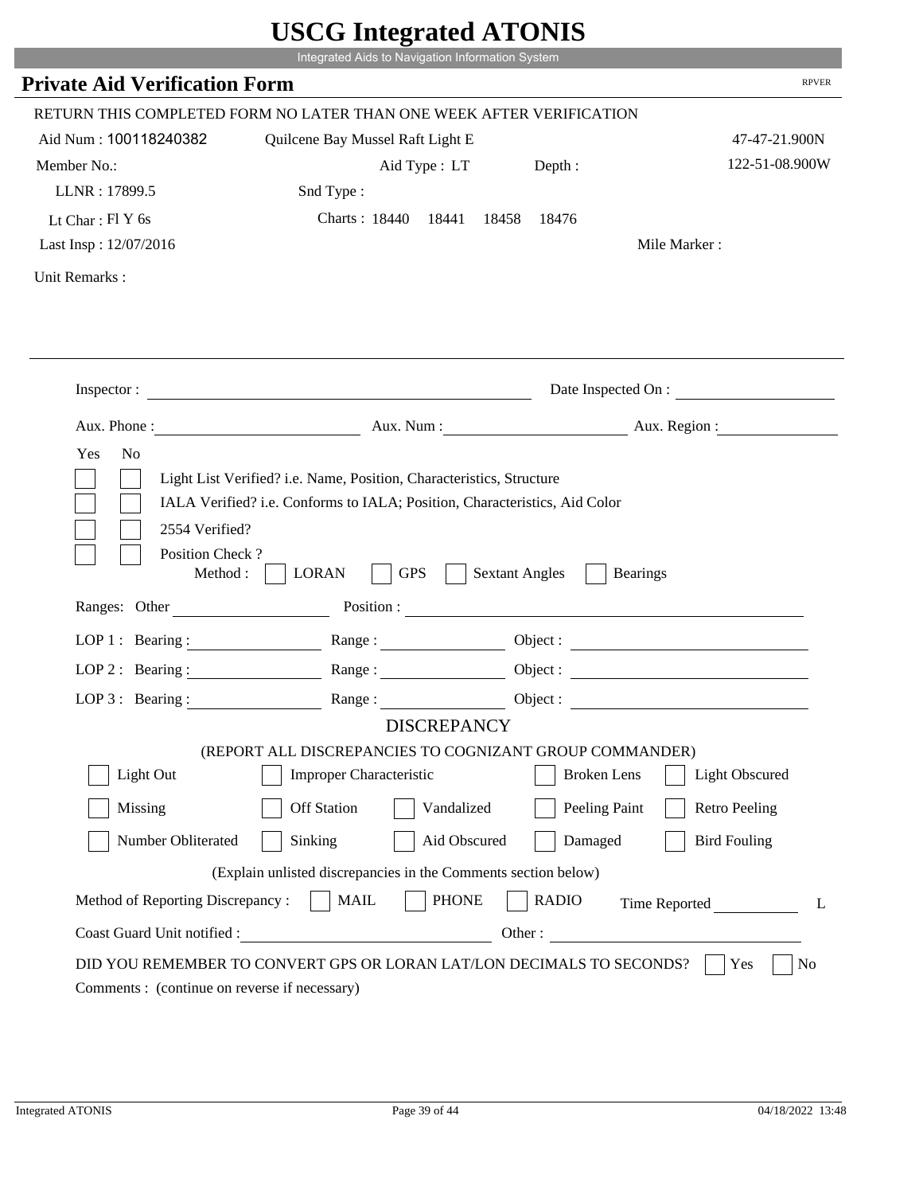# USCG Integrated ATONIS

Integrated Aids to Navigation Information System

## Private Aid Verification Form

RPVER

RETURN THIS COMPLETED FORM NO LATER THAN ONE WEEK AFTER VERIFICATION

Aid Num : 100118240382 Quilcene Bay Mussel Raft Light E 47-47-21.900N

Member No.: Aid Type : LT Depth : 122-51-08.900W

LLNR : 17899.5 Snd Type :

Lt Char : Fl Y 6s Charts : 18440 18441 18458 18476

Last Insp : 12/07/2016 Mile Marker :

Unit Remarks :

Inspector : Date Inspected On :

Aux. Phone : Aux. Num : Aux. Region :

Yes No

- Light List Verified? i.e. Name, Position, Characteristics, Structure
- IALA Verified? i.e. Conforms to IALA; Position, Characteristics, Aid Color
- 2554 Verified?
- Position Check ?

Method : LORAN GPS Sextant Angles Bearings

Ranges: Other Position :

LOP 1 : Bearing : Range : Object :

LOP 2 : Bearing : Range : Object :

LOP 3 : Bearing : Range : Object :

### DISCREPANCY

(REPORT ALL DISCREPANCIES TO COGNIZANT GROUP COMMANDER)

| | | | | |
|---|---|---|---|---|
| Light Out | Improper Characteristic | | Broken Lens | Light Obscured |
| Missing | Off Station | Vandalized | Peeling Paint | Retro Peeling |
| Number Obliterated | Sinking | Aid Obscured | Damaged | Bird Fouling |

(Explain unlisted discrepancies in the Comments section below)

Method of Reporting Discrepancy : MAIL PHONE RADIO Time Reported L

Coast Guard Unit notified : Other :

DID YOU REMEMBER TO CONVERT GPS OR LORAN LAT/LON DECIMALS TO SECONDS? Yes No

Comments : (continue on reverse if necessary)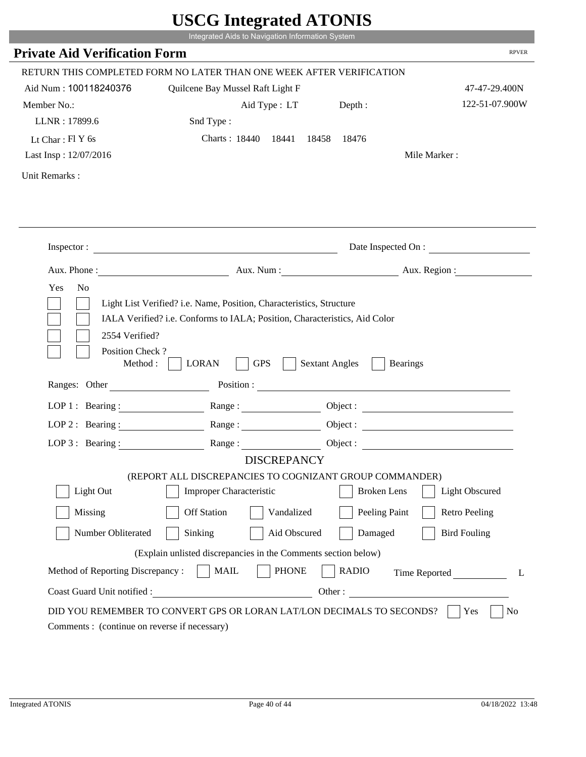# USCG Integrated ATONIS

Integrated Aids to Navigation Information System

## Private Aid Verification Form

RPVER

RETURN THIS COMPLETED FORM NO LATER THAN ONE WEEK AFTER VERIFICATION

Aid Num : 100118240376 Quilcene Bay Mussel Raft Light F 47-47-29.400N

Member No.: Aid Type : LT Depth : 122-51-07.900W

LLNR : 17899.6 Snd Type :

Lt Char : Fl Y 6s Charts : 18440 18441 18458 18476

Last Insp : 12/07/2016 Mile Marker :

Unit Remarks :

Inspector : Date Inspected On :

Aux. Phone : Aux. Num : Aux. Region :

Yes No

☐ ☐ Light List Verified? i.e. Name, Position, Characteristics, Structure

☐ ☐ IALA Verified? i.e. Conforms to IALA; Position, Characteristics, Aid Color

☐ ☐ 2554 Verified?

☐ ☐ Position Check ?

Method : ☐ LORAN ☐ GPS ☐ Sextant Angles ☐ Bearings

Ranges: Other Position :

LOP 1 : Bearing : Range : Object :

LOP 2 : Bearing : Range : Object :

LOP 3 : Bearing : Range : Object :

DISCREPANCY

(REPORT ALL DISCREPANCIES TO COGNIZANT GROUP COMMANDER)

☐ Light Out ☐ Improper Characteristic ☐ Broken Lens ☐ Light Obscured

☐ Missing ☐ Off Station ☐ Vandalized ☐ Peeling Paint ☐ Retro Peeling

☐ Number Obliterated ☐ Sinking ☐ Aid Obscured ☐ Damaged ☐ Bird Fouling

(Explain unlisted discrepancies in the Comments section below)

Method of Reporting Discrepancy : ☐ MAIL ☐ PHONE ☐ RADIO Time Reported L

Coast Guard Unit notified : Other :

DID YOU REMEMBER TO CONVERT GPS OR LORAN LAT/LON DECIMALS TO SECONDS? ☐ Yes ☐ No

Comments : (continue on reverse if necessary)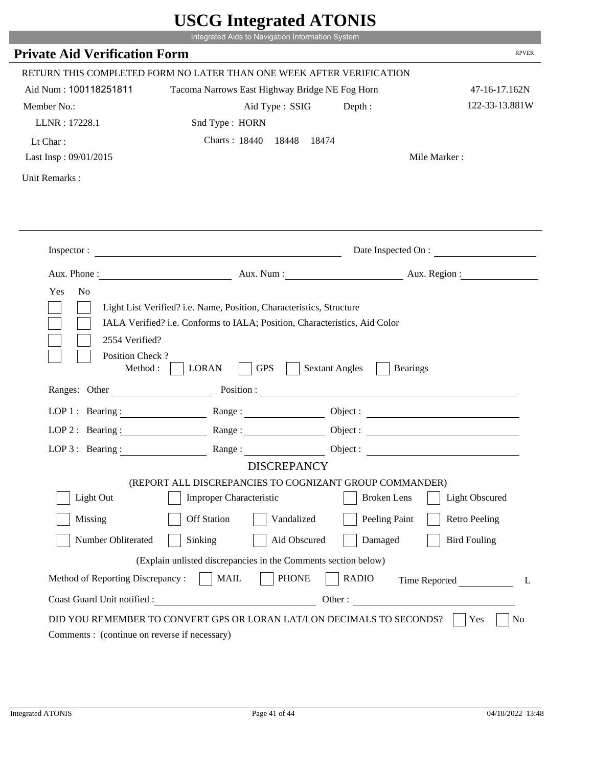# USCG Integrated ATONIS

Integrated Aids to Navigation Information System

## Private Aid Verification Form

RPVER

RETURN THIS COMPLETED FORM NO LATER THAN ONE WEEK AFTER VERIFICATION

Aid Num : 100118251811 Tacoma Narrows East Highway Bridge NE Fog Horn 47-16-17.162N

Member No.: Aid Type : SSIG Depth : 122-33-13.881W

LLNR : 17228.1 Snd Type : HORN

Lt Char : Charts : 18440 18448 18474

Last Insp : 09/01/2015 Mile Marker :

Unit Remarks :

Inspector : Date Inspected On :

Aux. Phone : Aux. Num : Aux. Region :

Yes No

- [ ] [ ] Light List Verified? i.e. Name, Position, Characteristics, Structure
- [ ] [ ] IALA Verified? i.e. Conforms to IALA; Position, Characteristics, Aid Color
- [ ] [ ] 2554 Verified?
- [ ] [ ] Position Check ?

Method : [ ] LORAN [ ] GPS [ ] Sextant Angles [ ] Bearings

Ranges: Other Position :

LOP 1 : Bearing : Range : Object :

LOP 2 : Bearing : Range : Object :

LOP 3 : Bearing : Range : Object :

### DISCREPANCY

(REPORT ALL DISCREPANCIES TO COGNIZANT GROUP COMMANDER)

- [ ] Light Out
- [ ] Improper Characteristic
- [ ] Broken Lens
- [ ] Light Obscured
- [ ] Missing
- [ ] Off Station
- [ ] Vandalized
- [ ] Peeling Paint
- [ ] Retro Peeling
- [ ] Number Obliterated
- [ ] Sinking
- [ ] Aid Obscured
- [ ] Damaged
- [ ] Bird Fouling

(Explain unlisted discrepancies in the Comments section below)

Method of Reporting Discrepancy : [ ] MAIL [ ] PHONE [ ] RADIO Time Reported L

Coast Guard Unit notified : Other :

DID YOU REMEMBER TO CONVERT GPS OR LORAN LAT/LON DECIMALS TO SECONDS? [ ] Yes [ ] No

Comments : (continue on reverse if necessary)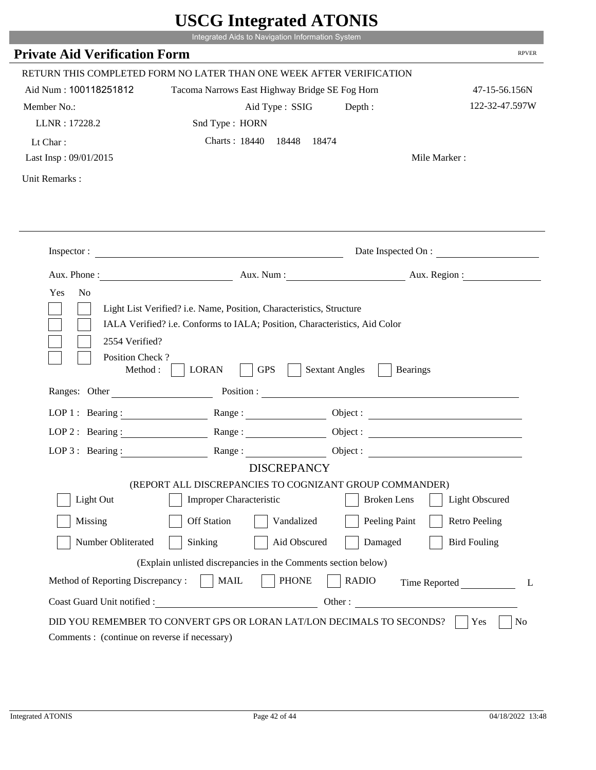# USCG Integrated ATONIS

Integrated Aids to Navigation Information System

## Private Aid Verification Form

RPVER

RETURN THIS COMPLETED FORM NO LATER THAN ONE WEEK AFTER VERIFICATION

Aid Num : 100118251812 — Tacoma Narrows East Highway Bridge SE Fog Horn — 47-15-56.156N

Member No.: — Aid Type : SSIG — Depth : — 122-32-47.597W

LLNR : 17228.2 — Snd Type : HORN

Lt Char : — Charts : 18440 18448 18474

Last Insp : 09/01/2015 — Mile Marker :

Unit Remarks :

Inspector : ______________________ Date Inspected On : ______________________

Aux. Phone : ______________________ Aux. Num : ______________________ Aux. Region : ______________________

Yes No

- [ ] [ ] Light List Verified? i.e. Name, Position, Characteristics, Structure
- [ ] [ ] IALA Verified? i.e. Conforms to IALA; Position, Characteristics, Aid Color
- [ ] [ ] 2554 Verified?
- [ ] [ ] Position Check ?

Method : [ ] LORAN [ ] GPS [ ] Sextant Angles [ ] Bearings

Ranges: Other ______________________ Position : ______________________

LOP 1 : Bearing : ____________ Range : ____________ Object : ____________

LOP 2 : Bearing : ____________ Range : ____________ Object : ____________

LOP 3 : Bearing : ____________ Range : ____________ Object : ____________

### DISCREPANCY

(REPORT ALL DISCREPANCIES TO COGNIZANT GROUP COMMANDER)

- [ ] Light Out
- [ ] Improper Characteristic
- [ ] Broken Lens
- [ ] Light Obscured
- [ ] Missing
- [ ] Off Station
- [ ] Vandalized
- [ ] Peeling Paint
- [ ] Retro Peeling
- [ ] Number Obliterated
- [ ] Sinking
- [ ] Aid Obscured
- [ ] Damaged
- [ ] Bird Fouling

(Explain unlisted discrepancies in the Comments section below)

Method of Reporting Discrepancy : [ ] MAIL [ ] PHONE [ ] RADIO Time Reported ____________ L

Coast Guard Unit notified : ______________________ Other : ______________________

DID YOU REMEMBER TO CONVERT GPS OR LORAN LAT/LON DECIMALS TO SECONDS? [ ] Yes [ ] No

Comments : (continue on reverse if necessary)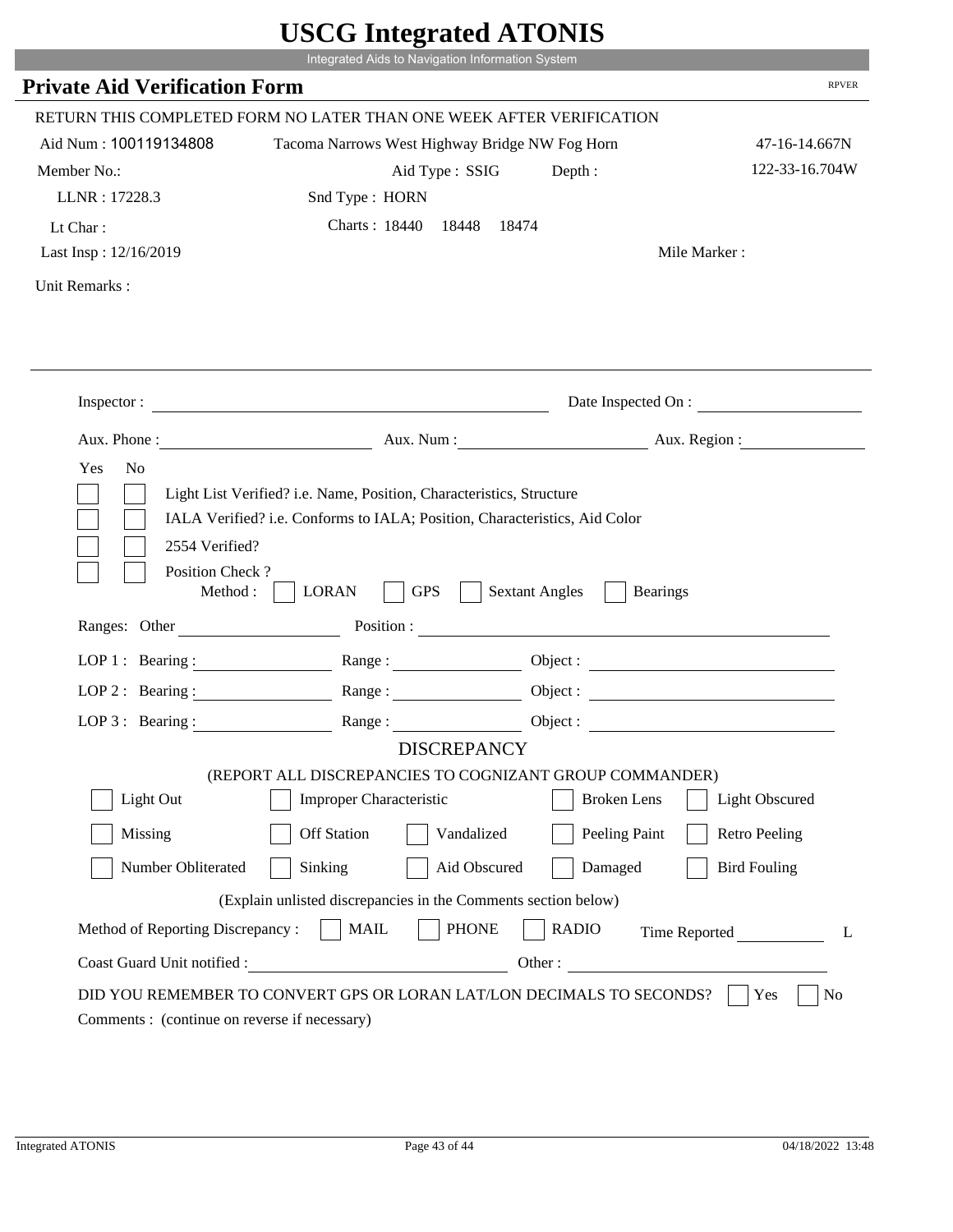# USCG Integrated ATONIS

Integrated Aids to Navigation Information System

## Private Aid Verification Form

RPVER

RETURN THIS COMPLETED FORM NO LATER THAN ONE WEEK AFTER VERIFICATION

Aid Num : 100119134808    Tacoma Narrows West Highway Bridge NW Fog Horn    47-16-14.667N

Member No.:    Aid Type : SSIG    Depth :    122-33-16.704W

LLNR : 17228.3    Snd Type : HORN

Lt Char :    Charts : 18440  18448  18474

Last Insp : 12/16/2019    Mile Marker :

Unit Remarks :

---

Inspector : ____________________    Date Inspected On : ____________

Aux. Phone : ____________    Aux. Num : ____________    Aux. Region : ____________

Yes  No

- [ ] [ ] Light List Verified? i.e. Name, Position, Characteristics, Structure
- [ ] [ ] IALA Verified? i.e. Conforms to IALA; Position, Characteristics, Aid Color
- [ ] [ ] 2554 Verified?
- [ ] [ ] Position Check ?

Method : [ ] LORAN  [ ] GPS  [ ] Sextant Angles  [ ] Bearings

Ranges: Other ____________    Position : ____________

LOP 1 : Bearing : ________  Range : ________  Object : ________

LOP 2 : Bearing : ________  Range : ________  Object : ________

LOP 3 : Bearing : ________  Range : ________  Object : ________

### DISCREPANCY

(REPORT ALL DISCREPANCIES TO COGNIZANT GROUP COMMANDER)

- [ ] Light Out  [ ] Improper Characteristic  [ ] Broken Lens  [ ] Light Obscured
- [ ] Missing  [ ] Off Station  [ ] Vandalized  [ ] Peeling Paint  [ ] Retro Peeling
- [ ] Number Obliterated  [ ] Sinking  [ ] Aid Obscured  [ ] Damaged  [ ] Bird Fouling

(Explain unlisted discrepancies in the Comments section below)

Method of Reporting Discrepancy : [ ] MAIL  [ ] PHONE  [ ] RADIO    Time Reported ________ L

Coast Guard Unit notified : ____________    Other : ____________

DID YOU REMEMBER TO CONVERT GPS OR LORAN LAT/LON DECIMALS TO SECONDS? [ ] Yes  [ ] No

Comments : (continue on reverse if necessary)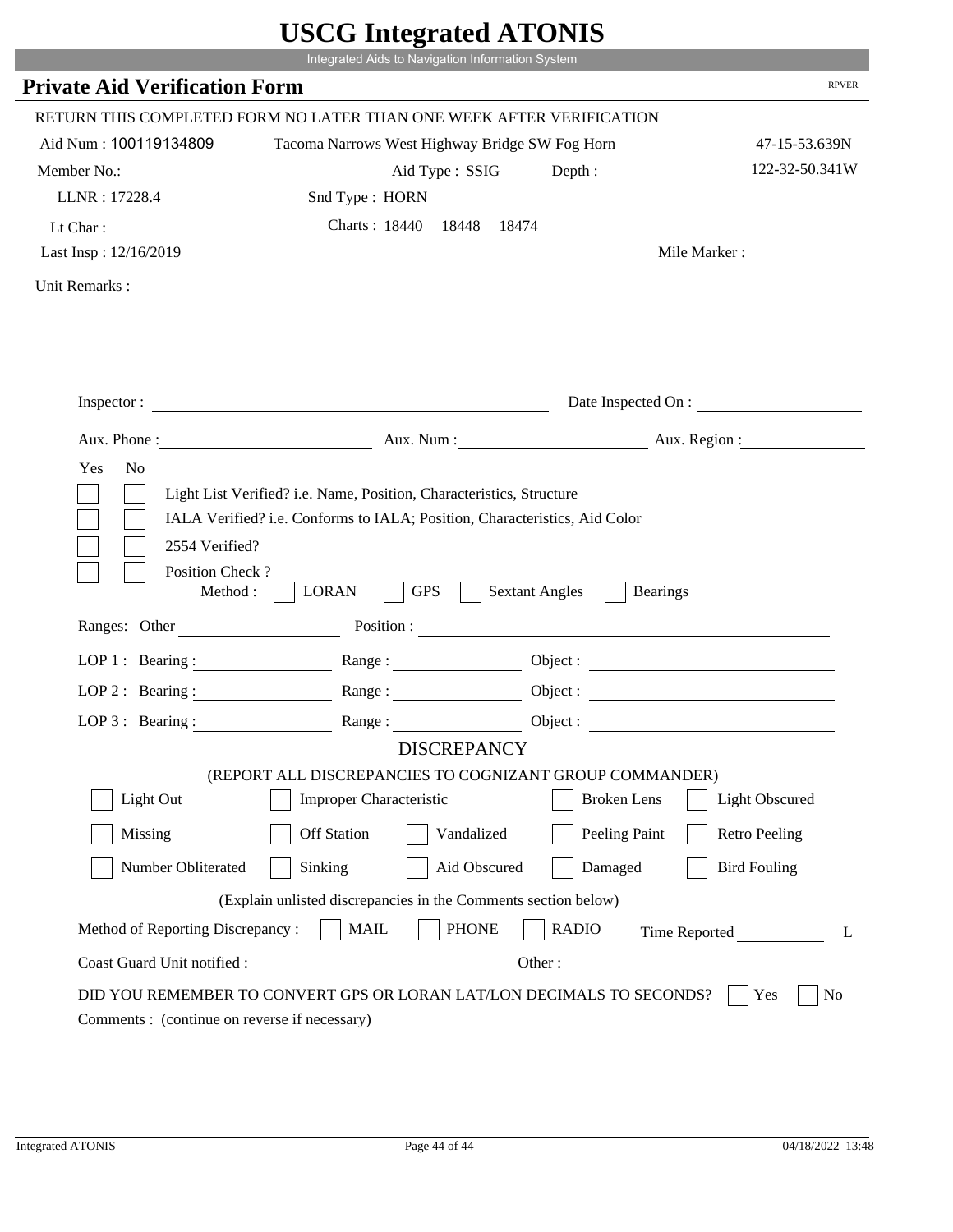# USCG Integrated ATONIS

Integrated Aids to Navigation Information System

## Private Aid Verification Form

RPVER

RETURN THIS COMPLETED FORM NO LATER THAN ONE WEEK AFTER VERIFICATION

Aid Num : 100119134809    Tacoma Narrows West Highway Bridge SW Fog Horn    47-15-53.639N

Member No.:    Aid Type : SSIG    Depth :    122-32-50.341W

LLNR : 17228.4    Snd Type : HORN

Lt Char :    Charts : 18440 18448 18474

Last Insp : 12/16/2019    Mile Marker :

Unit Remarks :

Inspector : ____________________    Date Inspected On : ____________

Aux. Phone : ____________    Aux. Num : ____________    Aux. Region : ____________

Yes No

- [ ] [ ] Light List Verified? i.e. Name, Position, Characteristics, Structure
- [ ] [ ] IALA Verified? i.e. Conforms to IALA; Position, Characteristics, Aid Color
- [ ] [ ] 2554 Verified?
- [ ] [ ] Position Check ?

Method : [ ] LORAN [ ] GPS [ ] Sextant Angles [ ] Bearings

Ranges: Other ____________    Position : ____________

LOP 1 : Bearing : ____________ Range : ____________ Object : ____________

LOP 2 : Bearing : ____________ Range : ____________ Object : ____________

LOP 3 : Bearing : ____________ Range : ____________ Object : ____________

### DISCREPANCY

(REPORT ALL DISCREPANCIES TO COGNIZANT GROUP COMMANDER)

- [ ] Light Out
- [ ] Improper Characteristic
- [ ] Broken Lens
- [ ] Light Obscured
- [ ] Missing
- [ ] Off Station
- [ ] Vandalized
- [ ] Peeling Paint
- [ ] Retro Peeling
- [ ] Number Obliterated
- [ ] Sinking
- [ ] Aid Obscured
- [ ] Damaged
- [ ] Bird Fouling

(Explain unlisted discrepancies in the Comments section below)

Method of Reporting Discrepancy : [ ] MAIL [ ] PHONE [ ] RADIO    Time Reported ____________ L

Coast Guard Unit notified : ____________    Other : ____________

DID YOU REMEMBER TO CONVERT GPS OR LORAN LAT/LON DECIMALS TO SECONDS? [ ] Yes [ ] No

Comments : (continue on reverse if necessary)